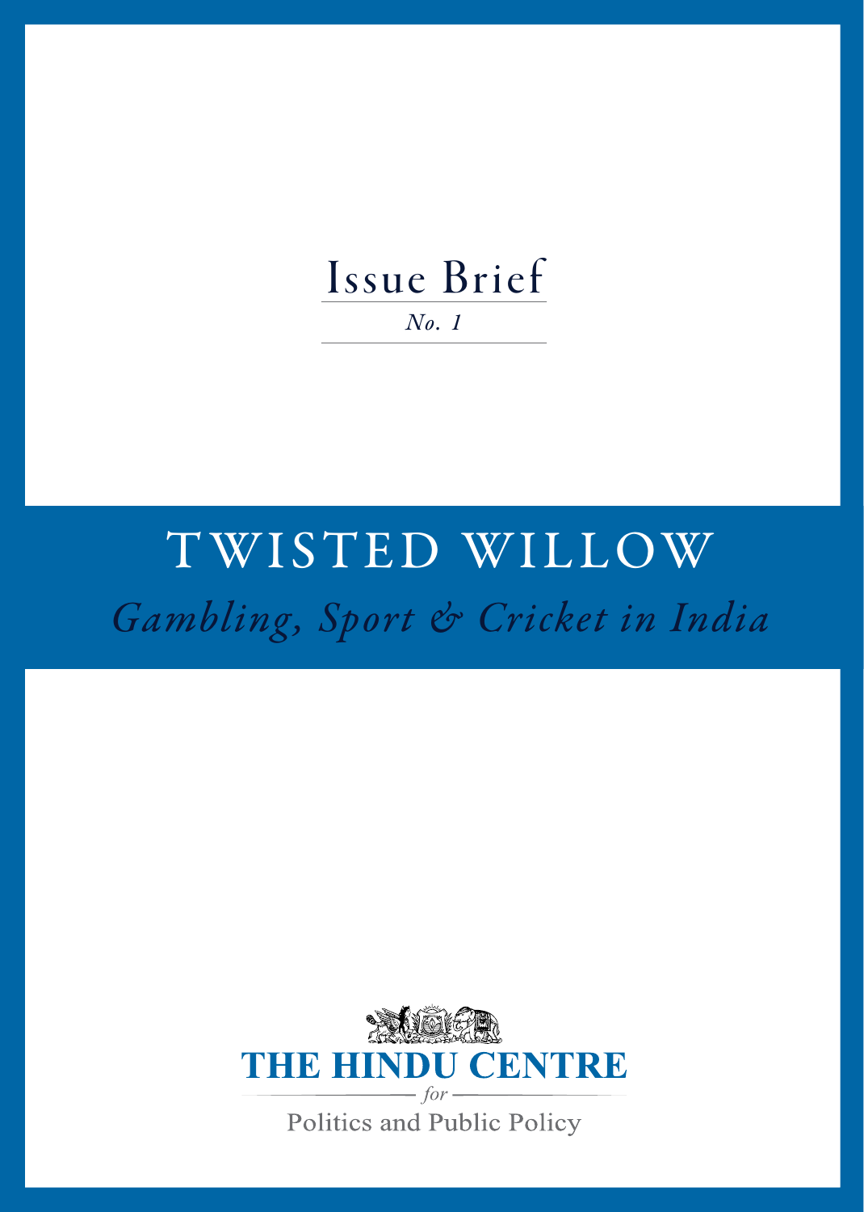Issue Brief

*No. 1*

# TWISTED WILLOW

## *Gambling, Sport & Cricket in India*

THE HINDU CENTRE

*for*

Politics and Public Policy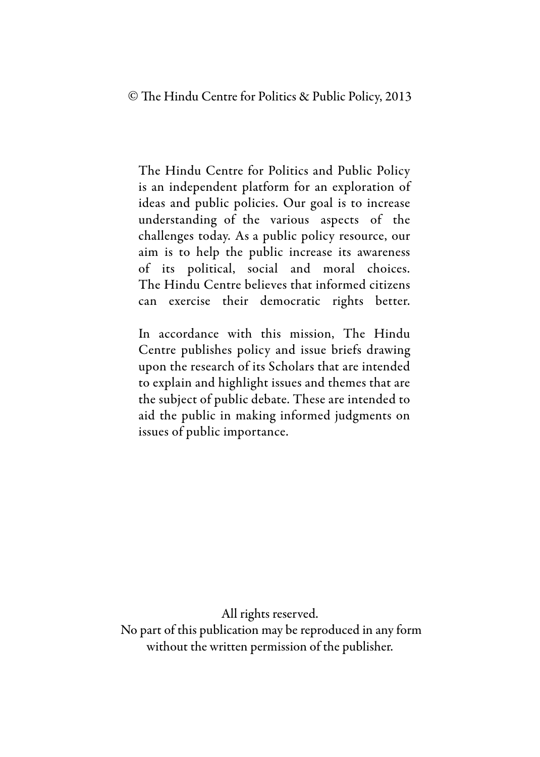© The Hindu Centre for Politics & Public Policy, 2013

The Hindu Centre for Politics and Public Policy is an independent platform for an exploration of ideas and public policies. Our goal is to increase understanding of the various aspects of the challenges today. As a public policy resource, our aim is to help the public increase its awareness of its political, social and moral choices. The Hindu Centre believes that informed citizens can exercise their democratic rights better.

In accordance with this mission, The Hindu Centre publishes policy and issue briefs drawing upon the research of its Scholars that are intended to explain and highlight issues and themes that are the subject of public debate. These are intended to aid the public in making informed judgments on issues of public importance.

All rights reserved.
No part of this publication may be reproduced in any form without the written permission of the publisher.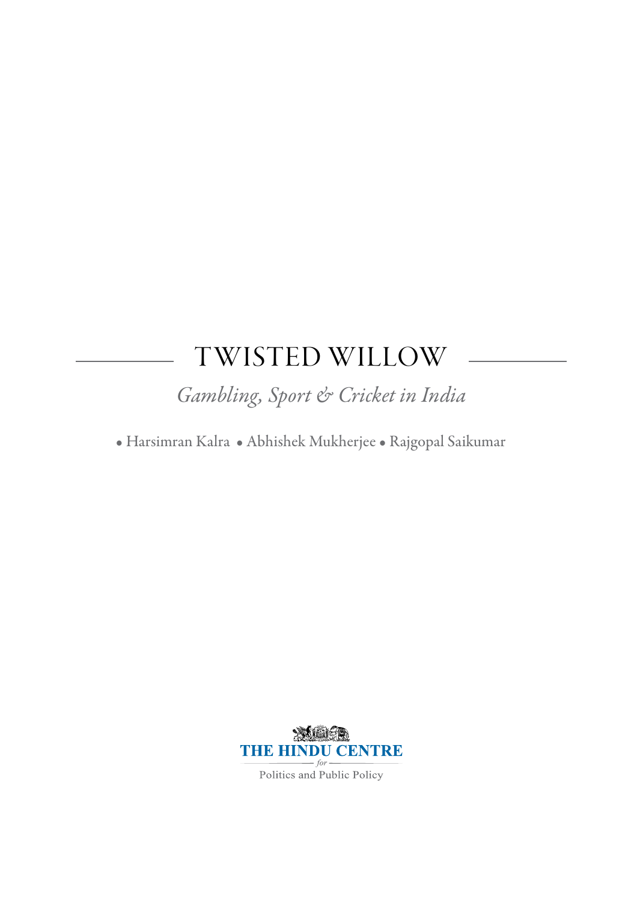# TWISTED WILLOW

*Gambling, Sport & Cricket in India*

• Harsimran Kalra • Abhishek Mukherjee • Rajgopal Saikumar

THE HINDU CENTRE

*for*

Politics and Public Policy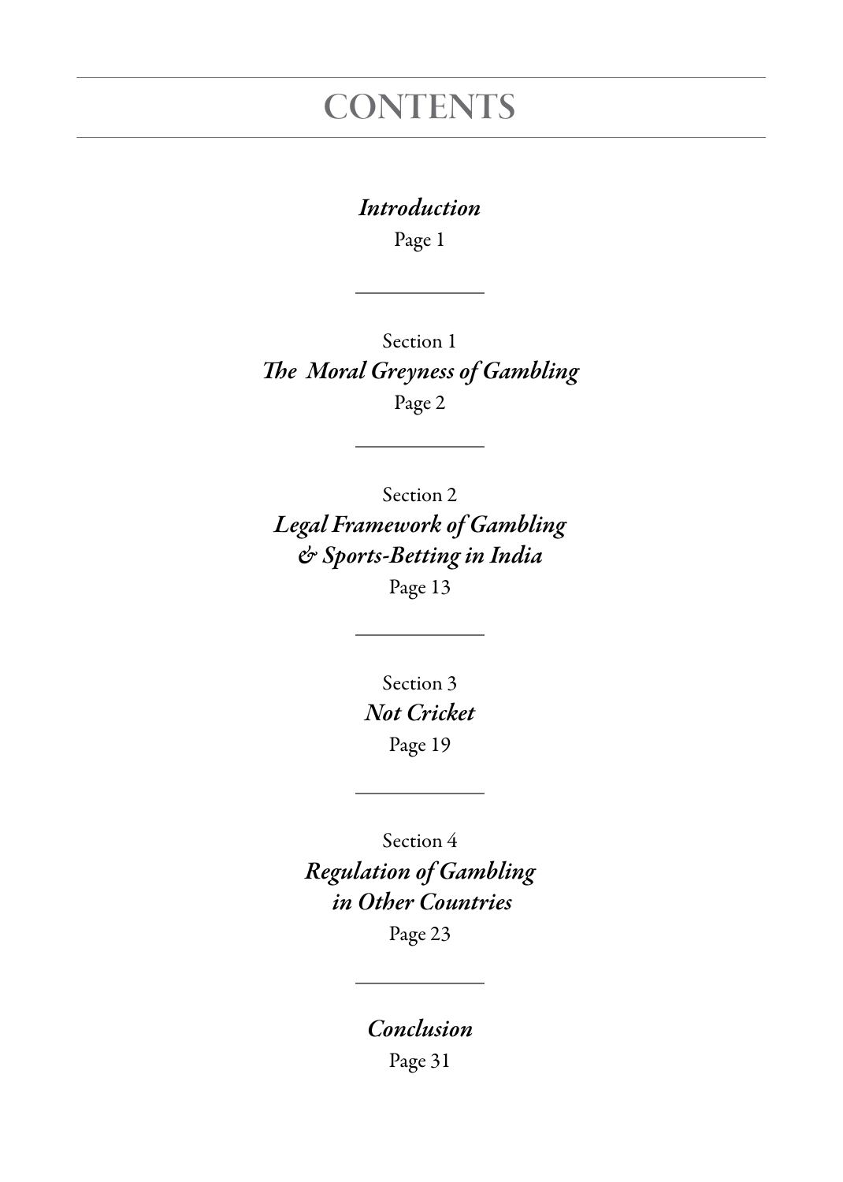# CONTENTS

*Introduction*
Page 1

---

Section 1
*The Moral Greyness of Gambling*
Page 2

---

Section 2
*Legal Framework of Gambling & Sports-Betting in India*
Page 13

---

Section 3
*Not Cricket*
Page 19

---

Section 4
*Regulation of Gambling in Other Countries*
Page 23

---

*Conclusion*
Page 31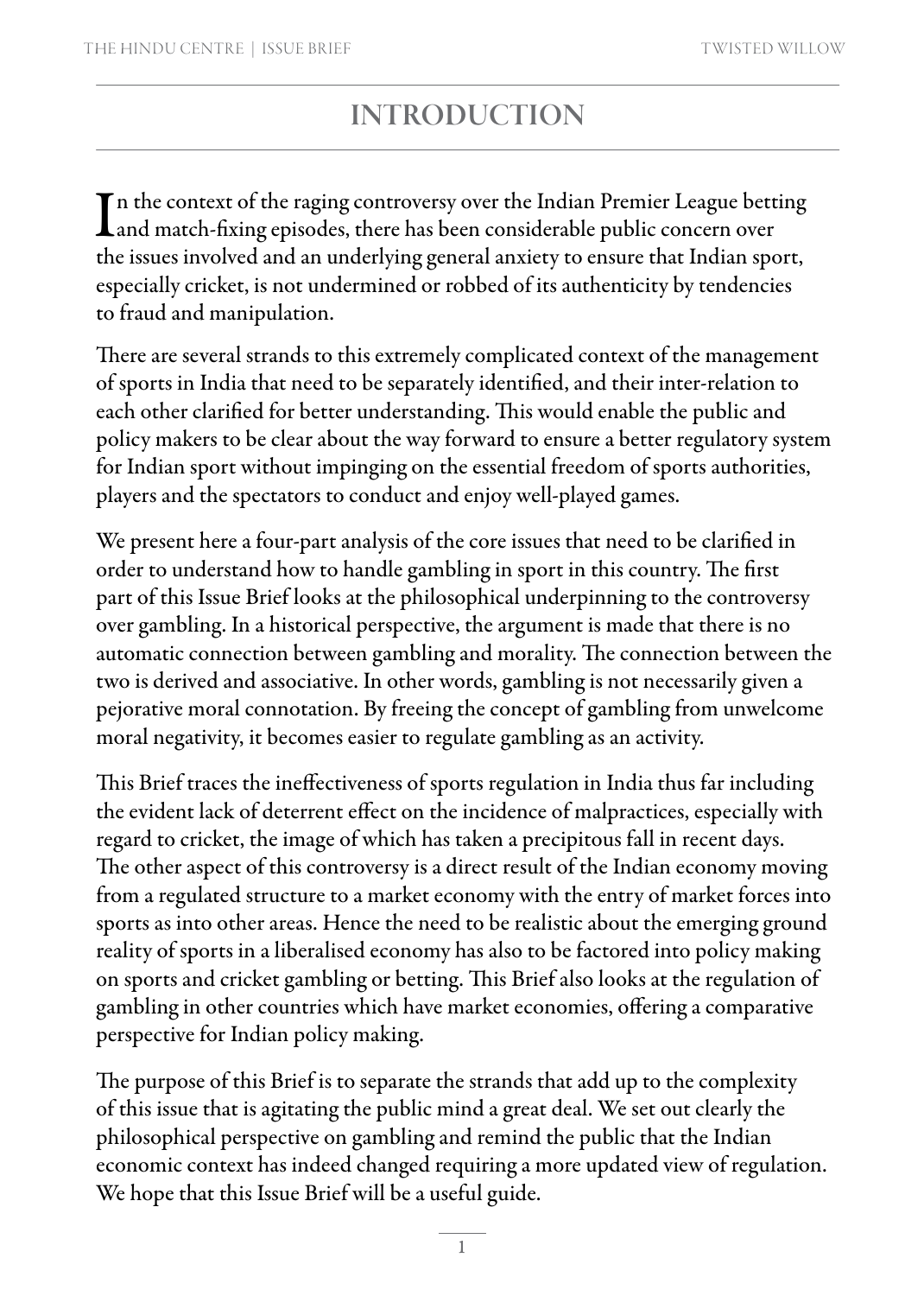# INTRODUCTION

In the context of the raging controversy over the Indian Premier League betting and match-fixing episodes, there has been considerable public concern over the issues involved and an underlying general anxiety to ensure that Indian sport, especially cricket, is not undermined or robbed of its authenticity by tendencies to fraud and manipulation.

There are several strands to this extremely complicated context of the management of sports in India that need to be separately identified, and their inter-relation to each other clarified for better understanding. This would enable the public and policy makers to be clear about the way forward to ensure a better regulatory system for Indian sport without impinging on the essential freedom of sports authorities, players and the spectators to conduct and enjoy well-played games.

We present here a four-part analysis of the core issues that need to be clarified in order to understand how to handle gambling in sport in this country. The first part of this Issue Brief looks at the philosophical underpinning to the controversy over gambling. In a historical perspective, the argument is made that there is no automatic connection between gambling and morality. The connection between the two is derived and associative. In other words, gambling is not necessarily given a pejorative moral connotation. By freeing the concept of gambling from unwelcome moral negativity, it becomes easier to regulate gambling as an activity.

This Brief traces the ineffectiveness of sports regulation in India thus far including the evident lack of deterrent effect on the incidence of malpractices, especially with regard to cricket, the image of which has taken a precipitous fall in recent days. The other aspect of this controversy is a direct result of the Indian economy moving from a regulated structure to a market economy with the entry of market forces into sports as into other areas. Hence the need to be realistic about the emerging ground reality of sports in a liberalised economy has also to be factored into policy making on sports and cricket gambling or betting. This Brief also looks at the regulation of gambling in other countries which have market economies, offering a comparative perspective for Indian policy making.

The purpose of this Brief is to separate the strands that add up to the complexity of this issue that is agitating the public mind a great deal. We set out clearly the philosophical perspective on gambling and remind the public that the Indian economic context has indeed changed requiring a more updated view of regulation. We hope that this Issue Brief will be a useful guide.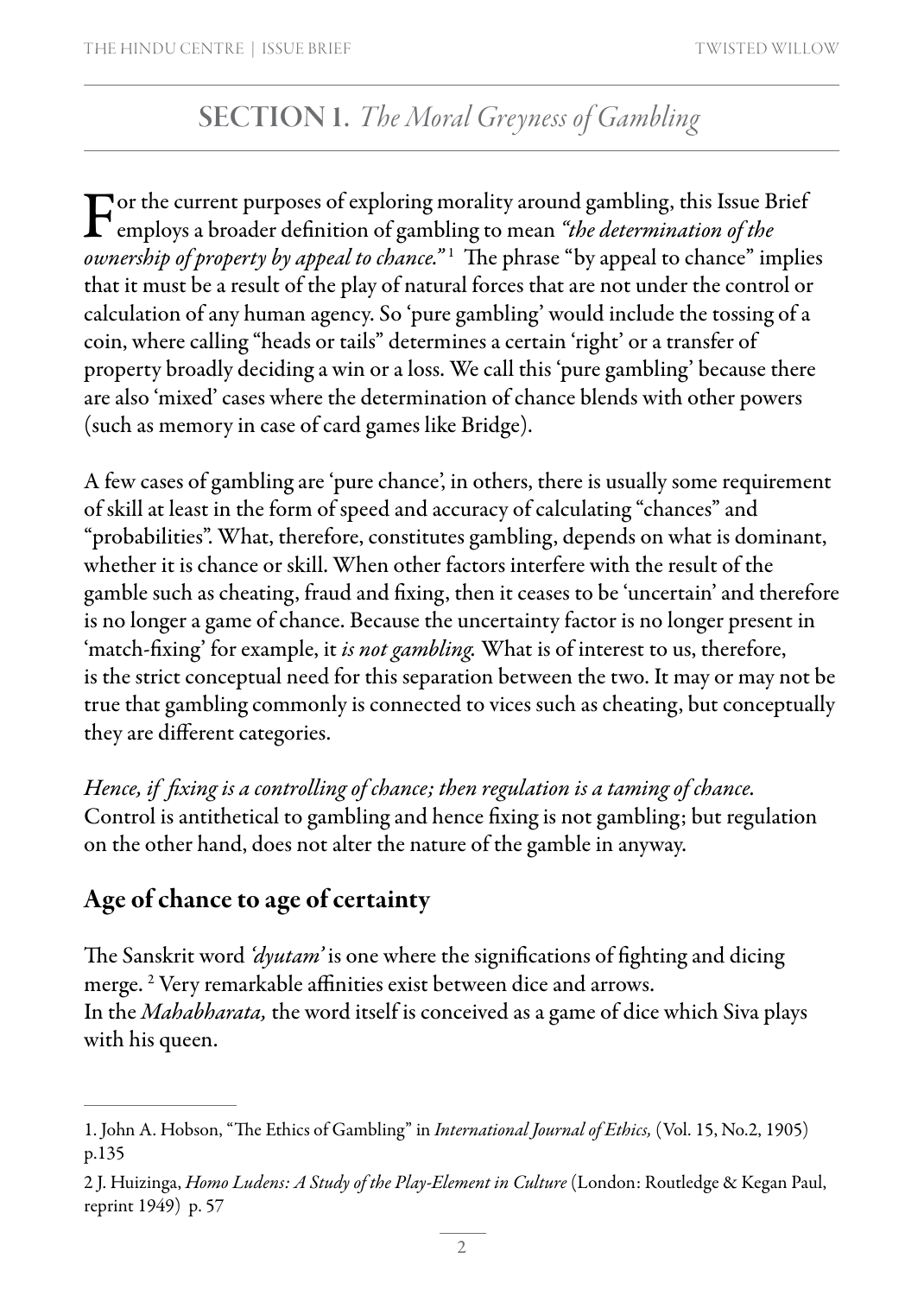## SECTION 1. *The Moral Greyness of Gambling*

For the current purposes of exploring morality around gambling, this Issue Brief employs a broader definition of gambling to mean *"the determination of the ownership of property by appeal to chance."*[1] The phrase "by appeal to chance" implies that it must be a result of the play of natural forces that are not under the control or calculation of any human agency. So 'pure gambling' would include the tossing of a coin, where calling "heads or tails" determines a certain 'right' or a transfer of property broadly deciding a win or a loss. We call this 'pure gambling' because there are also 'mixed' cases where the determination of chance blends with other powers (such as memory in case of card games like Bridge).

A few cases of gambling are 'pure chance', in others, there is usually some requirement of skill at least in the form of speed and accuracy of calculating "chances" and "probabilities". What, therefore, constitutes gambling, depends on what is dominant, whether it is chance or skill. When other factors interfere with the result of the gamble such as cheating, fraud and fixing, then it ceases to be 'uncertain' and therefore is no longer a game of chance. Because the uncertainty factor is no longer present in 'match-fixing' for example, it *is not gambling.* What is of interest to us, therefore, is the strict conceptual need for this separation between the two. It may or may not be true that gambling commonly is connected to vices such as cheating, but conceptually they are different categories.

*Hence, if fixing is a controlling of chance; then regulation is a taming of chance.* Control is antithetical to gambling and hence fixing is not gambling; but regulation on the other hand, does not alter the nature of the gamble in anyway.

### Age of chance to age of certainty

The Sanskrit word *'dyutam'* is one where the significations of fighting and dicing merge.[2] Very remarkable affinities exist between dice and arrows.
In the *Mahabharata,* the word itself is conceived as a game of dice which Siva plays with his queen.

---

1. John A. Hobson, "The Ethics of Gambling" in *International Journal of Ethics,* (Vol. 15, No.2, 1905) p.135

2 J. Huizinga, *Homo Ludens: A Study of the Play-Element in Culture* (London: Routledge & Kegan Paul, reprint 1949) p. 57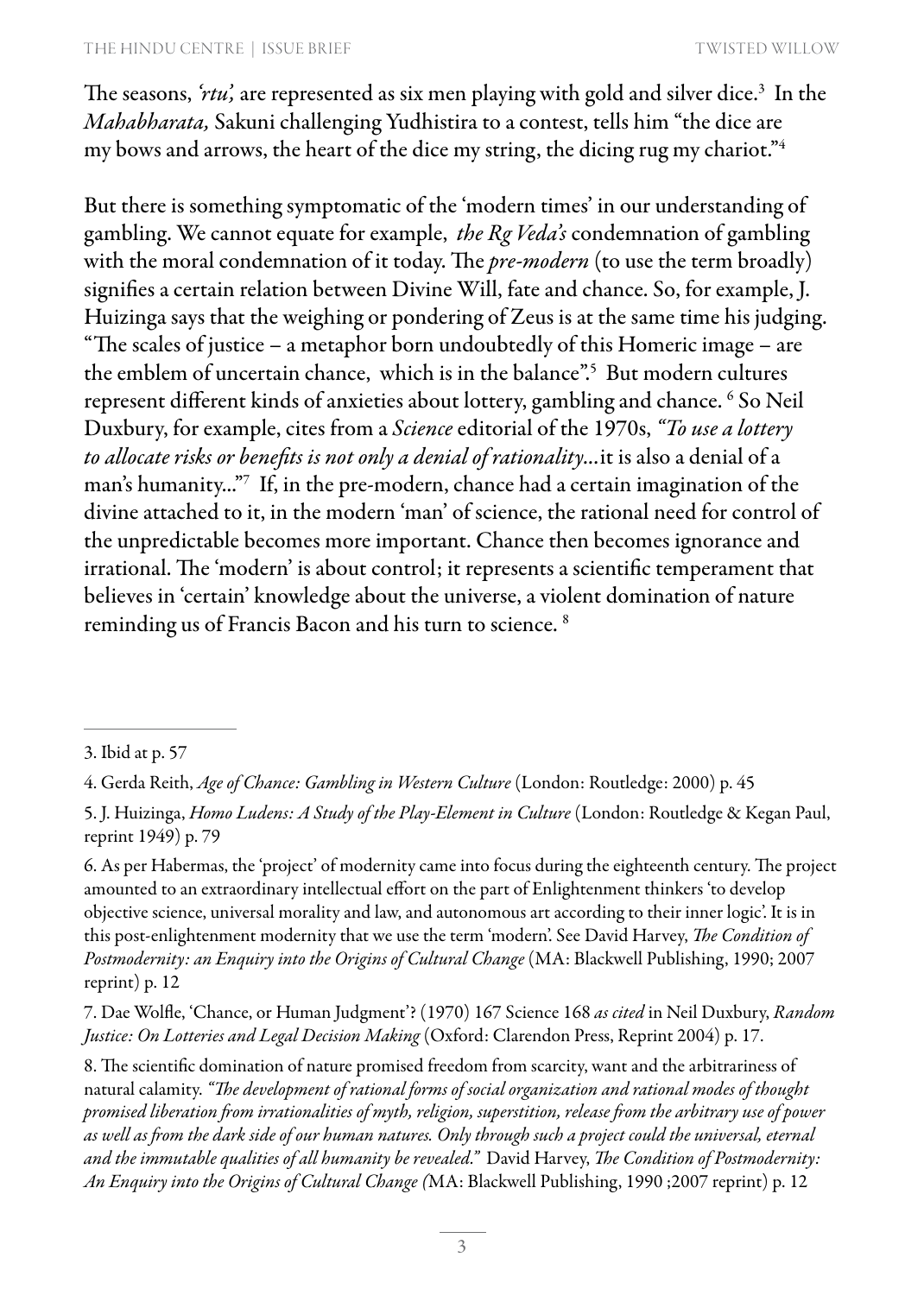The seasons, *'rtu',* are represented as six men playing with gold and silver dice.[3] In the *Mahabharata,* Sakuni challenging Yudhistira to a contest, tells him "the dice are my bows and arrows, the heart of the dice my string, the dicing rug my chariot."[4]

But there is something symptomatic of the 'modern times' in our understanding of gambling. We cannot equate for example, *the Rg Veda's* condemnation of gambling with the moral condemnation of it today. The *pre-modern* (to use the term broadly) signifies a certain relation between Divine Will, fate and chance. So, for example, J. Huizinga says that the weighing or pondering of Zeus is at the same time his judging. "The scales of justice – a metaphor born undoubtedly of this Homeric image – are the emblem of uncertain chance, which is in the balance".[5] But modern cultures represent different kinds of anxieties about lottery, gambling and chance. [6] So Neil Duxbury, for example, cites from a *Science* editorial of the 1970s, *"To use a lottery to allocate risks or benefits is not only a denial of rationality...*it is also a denial of a man's humanity..."[7] If, in the pre-modern, chance had a certain imagination of the divine attached to it, in the modern 'man' of science, the rational need for control of the unpredictable becomes more important. Chance then becomes ignorance and irrational. The 'modern' is about control; it represents a scientific temperament that believes in 'certain' knowledge about the universe, a violent domination of nature reminding us of Francis Bacon and his turn to science. [8]

---

3. Ibid at p. 57

4. Gerda Reith, *Age of Chance: Gambling in Western Culture* (London: Routledge: 2000) p. 45

5. J. Huizinga, *Homo Ludens: A Study of the Play-Element in Culture* (London: Routledge & Kegan Paul, reprint 1949) p. 79

6. As per Habermas, the 'project' of modernity came into focus during the eighteenth century. The project amounted to an extraordinary intellectual effort on the part of Enlightenment thinkers 'to develop objective science, universal morality and law, and autonomous art according to their inner logic'. It is in this post-enlightenment modernity that we use the term 'modern'. See David Harvey, *The Condition of Postmodernity: an Enquiry into the Origins of Cultural Change* (MA: Blackwell Publishing, 1990; 2007 reprint) p. 12

7. Dae Wolfle, 'Chance, or Human Judgment'? (1970) 167 Science 168 *as cited* in Neil Duxbury, *Random Justice: On Lotteries and Legal Decision Making* (Oxford: Clarendon Press, Reprint 2004) p. 17.

8. The scientific domination of nature promised freedom from scarcity, want and the arbitrariness of natural calamity. *"The development of rational forms of social organization and rational modes of thought promised liberation from irrationalities of myth, religion, superstition, release from the arbitrary use of power as well as from the dark side of our human natures. Only through such a project could the universal, eternal and the immutable qualities of all humanity be revealed."* David Harvey, *The Condition of Postmodernity: An Enquiry into the Origins of Cultural Change (*MA: Blackwell Publishing, 1990 ;2007 reprint) p. 12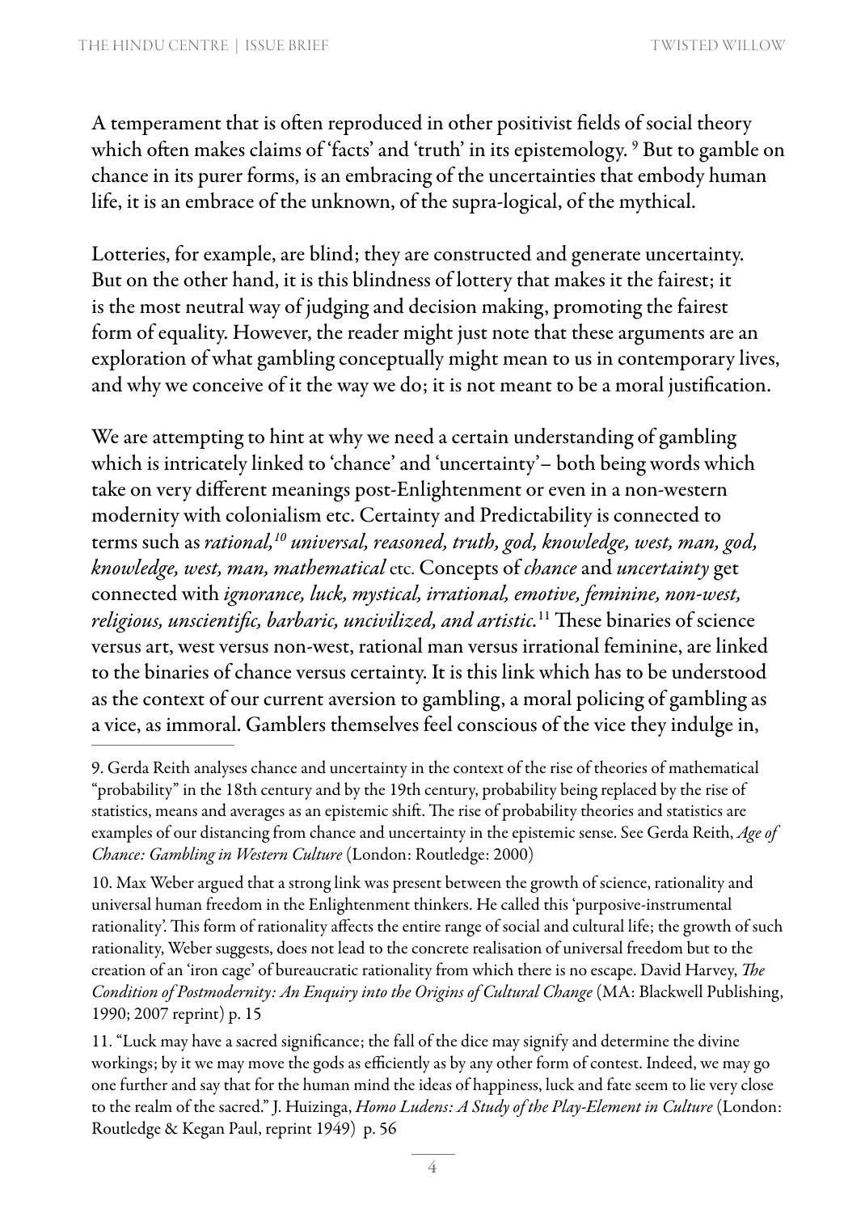A temperament that is often reproduced in other positivist fields of social theory which often makes claims of 'facts' and 'truth' in its epistemology. [9] But to gamble on chance in its purer forms, is an embracing of the uncertainties that embody human life, it is an embrace of the unknown, of the supra-logical, of the mythical.

Lotteries, for example, are blind; they are constructed and generate uncertainty. But on the other hand, it is this blindness of lottery that makes it the fairest; it is the most neutral way of judging and decision making, promoting the fairest form of equality. However, the reader might just note that these arguments are an exploration of what gambling conceptually might mean to us in contemporary lives, and why we conceive of it the way we do; it is not meant to be a moral justification.

We are attempting to hint at why we need a certain understanding of gambling which is intricately linked to 'chance' and 'uncertainty'– both being words which take on very different meanings post-Enlightenment or even in a non-western modernity with colonialism etc. Certainty and Predictability is connected to terms such as *rational,*[10] *universal, reasoned, truth, god, knowledge, west, man, god, knowledge, west, man, mathematical* etc. Concepts of *chance* and *uncertainty* get connected with *ignorance, luck, mystical, irrational, emotive, feminine, non-west, religious, unscientific, barbaric, uncivilized, and artistic.*[11] These binaries of science versus art, west versus non-west, rational man versus irrational feminine, are linked to the binaries of chance versus certainty. It is this link which has to be understood as the context of our current aversion to gambling, a moral policing of gambling as a vice, as immoral. Gamblers themselves feel conscious of the vice they indulge in,

---

9. Gerda Reith analyses chance and uncertainty in the context of the rise of theories of mathematical "probability" in the 18th century and by the 19th century, probability being replaced by the rise of statistics, means and averages as an epistemic shift. The rise of probability theories and statistics are examples of our distancing from chance and uncertainty in the epistemic sense. See Gerda Reith, *Age of Chance: Gambling in Western Culture* (London: Routledge: 2000)

10. Max Weber argued that a strong link was present between the growth of science, rationality and universal human freedom in the Enlightenment thinkers. He called this 'purposive-instrumental rationality'. This form of rationality affects the entire range of social and cultural life; the growth of such rationality, Weber suggests, does not lead to the concrete realisation of universal freedom but to the creation of an 'iron cage' of bureaucratic rationality from which there is no escape. David Harvey, *The Condition of Postmodernity: An Enquiry into the Origins of Cultural Change* (MA: Blackwell Publishing, 1990; 2007 reprint) p. 15

11. "Luck may have a sacred significance; the fall of the dice may signify and determine the divine workings; by it we may move the gods as efficiently as by any other form of contest. Indeed, we may go one further and say that for the human mind the ideas of happiness, luck and fate seem to lie very close to the realm of the sacred." J. Huizinga, *Homo Ludens: A Study of the Play-Element in Culture* (London: Routledge & Kegan Paul, reprint 1949) p. 56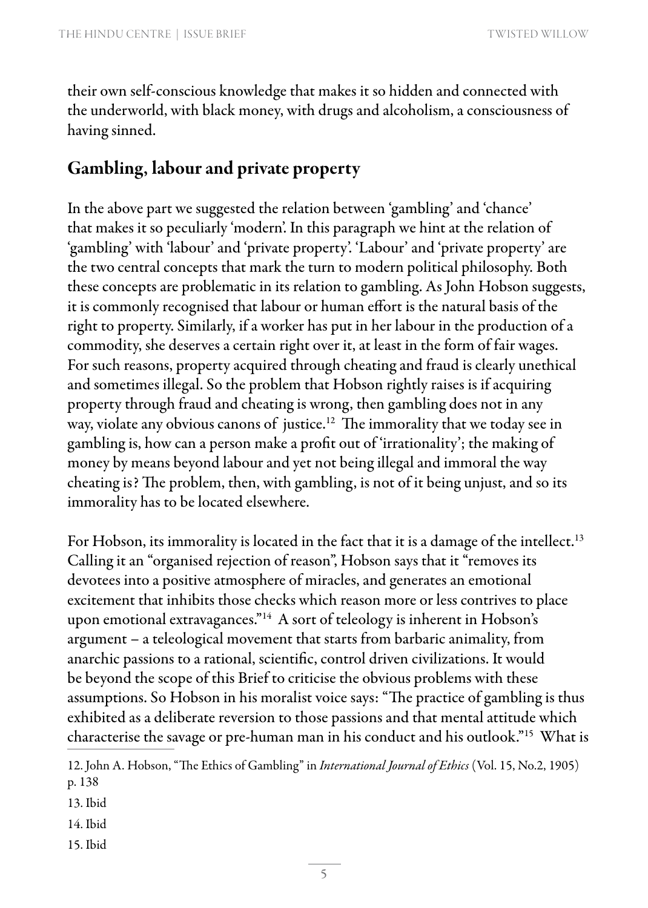their own self-conscious knowledge that makes it so hidden and connected with the underworld, with black money, with drugs and alcoholism, a consciousness of having sinned.

## Gambling, labour and private property

In the above part we suggested the relation between 'gambling' and 'chance' that makes it so peculiarly 'modern'. In this paragraph we hint at the relation of 'gambling' with 'labour' and 'private property'. 'Labour' and 'private property' are the two central concepts that mark the turn to modern political philosophy. Both these concepts are problematic in its relation to gambling. As John Hobson suggests, it is commonly recognised that labour or human effort is the natural basis of the right to property. Similarly, if a worker has put in her labour in the production of a commodity, she deserves a certain right over it, at least in the form of fair wages. For such reasons, property acquired through cheating and fraud is clearly unethical and sometimes illegal. So the problem that Hobson rightly raises is if acquiring property through fraud and cheating is wrong, then gambling does not in any way, violate any obvious canons of justice.[12] The immorality that we today see in gambling is, how can a person make a profit out of 'irrationality'; the making of money by means beyond labour and yet not being illegal and immoral the way cheating is? The problem, then, with gambling, is not of it being unjust, and so its immorality has to be located elsewhere.

For Hobson, its immorality is located in the fact that it is a damage of the intellect.[13] Calling it an "organised rejection of reason", Hobson says that it "removes its devotees into a positive atmosphere of miracles, and generates an emotional excitement that inhibits those checks which reason more or less contrives to place upon emotional extravagances."[14] A sort of teleology is inherent in Hobson's argument – a teleological movement that starts from barbaric animality, from anarchic passions to a rational, scientific, control driven civilizations. It would be beyond the scope of this Brief to criticise the obvious problems with these assumptions. So Hobson in his moralist voice says: "The practice of gambling is thus exhibited as a deliberate reversion to those passions and that mental attitude which characterise the savage or pre-human man in his conduct and his outlook."[15] What is

12. John A. Hobson, "The Ethics of Gambling" in *International Journal of Ethics* (Vol. 15, No.2, 1905) p. 138

13. Ibid

14. Ibid

15. Ibid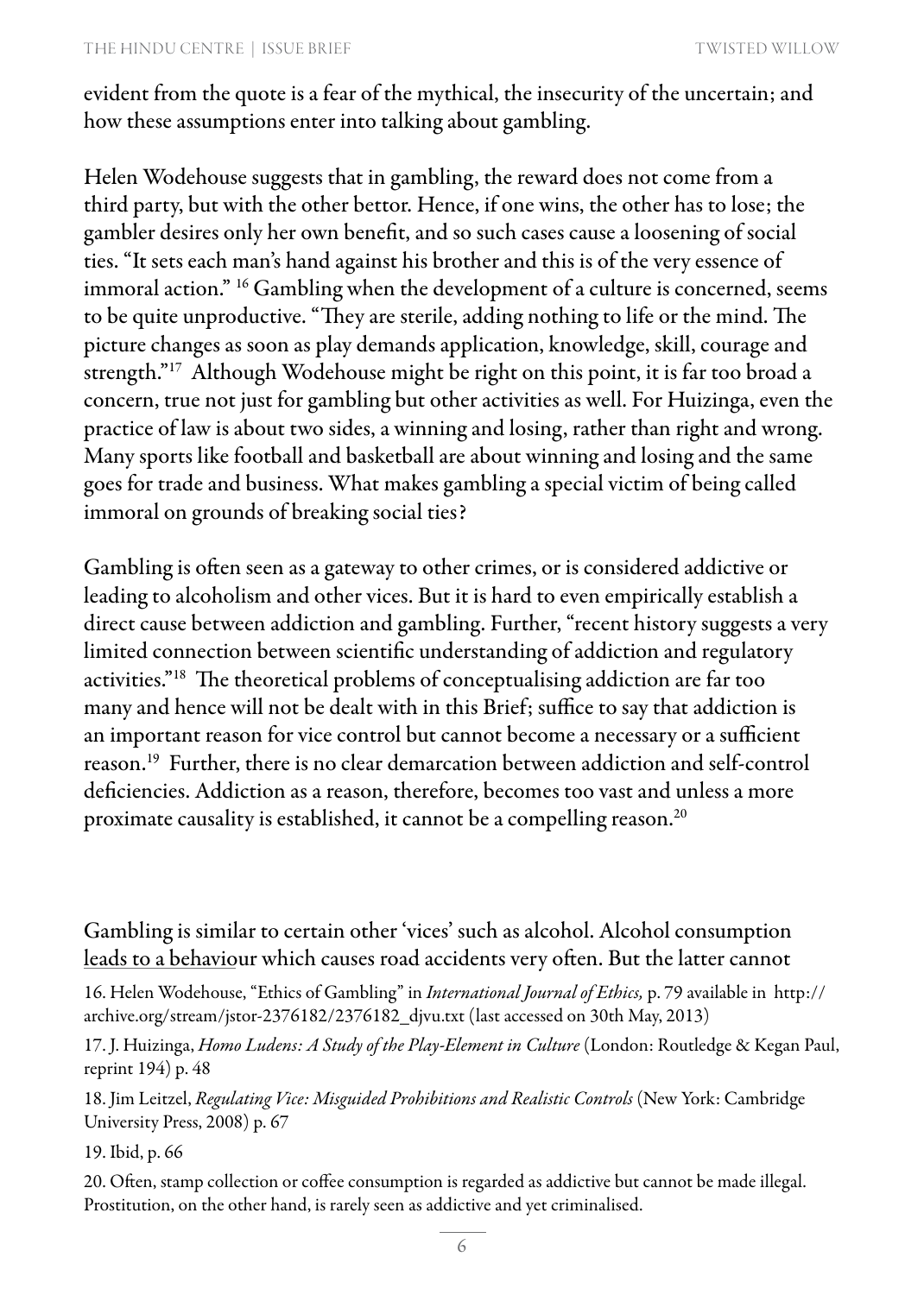evident from the quote is a fear of the mythical, the insecurity of the uncertain; and how these assumptions enter into talking about gambling.

Helen Wodehouse suggests that in gambling, the reward does not come from a third party, but with the other bettor. Hence, if one wins, the other has to lose; the gambler desires only her own benefit, and so such cases cause a loosening of social ties. "It sets each man's hand against his brother and this is of the very essence of immoral action." [16] Gambling when the development of a culture is concerned, seems to be quite unproductive. "They are sterile, adding nothing to life or the mind. The picture changes as soon as play demands application, knowledge, skill, courage and strength."[17] Although Wodehouse might be right on this point, it is far too broad a concern, true not just for gambling but other activities as well. For Huizinga, even the practice of law is about two sides, a winning and losing, rather than right and wrong. Many sports like football and basketball are about winning and losing and the same goes for trade and business. What makes gambling a special victim of being called immoral on grounds of breaking social ties?

Gambling is often seen as a gateway to other crimes, or is considered addictive or leading to alcoholism and other vices. But it is hard to even empirically establish a direct cause between addiction and gambling. Further, "recent history suggests a very limited connection between scientific understanding of addiction and regulatory activities."[18] The theoretical problems of conceptualising addiction are far too many and hence will not be dealt with in this Brief; suffice to say that addiction is an important reason for vice control but cannot become a necessary or a sufficient reason.[19] Further, there is no clear demarcation between addiction and self-control deficiencies. Addiction as a reason, therefore, becomes too vast and unless a more proximate causality is established, it cannot be a compelling reason.[20]

Gambling is similar to certain other 'vices' such as alcohol. Alcohol consumption leads to a behaviour which causes road accidents very often. But the latter cannot

16. Helen Wodehouse, "Ethics of Gambling" in *International Journal of Ethics,* p. 79 available in http://archive.org/stream/jstor-2376182/2376182_djvu.txt (last accessed on 30th May, 2013)

17. J. Huizinga, *Homo Ludens: A Study of the Play-Element in Culture* (London: Routledge & Kegan Paul, reprint 194) p. 48

18. Jim Leitzel, *Regulating Vice: Misguided Prohibitions and Realistic Controls* (New York: Cambridge University Press, 2008) p. 67

19. Ibid, p. 66

20. Often, stamp collection or coffee consumption is regarded as addictive but cannot be made illegal. Prostitution, on the other hand, is rarely seen as addictive and yet criminalised.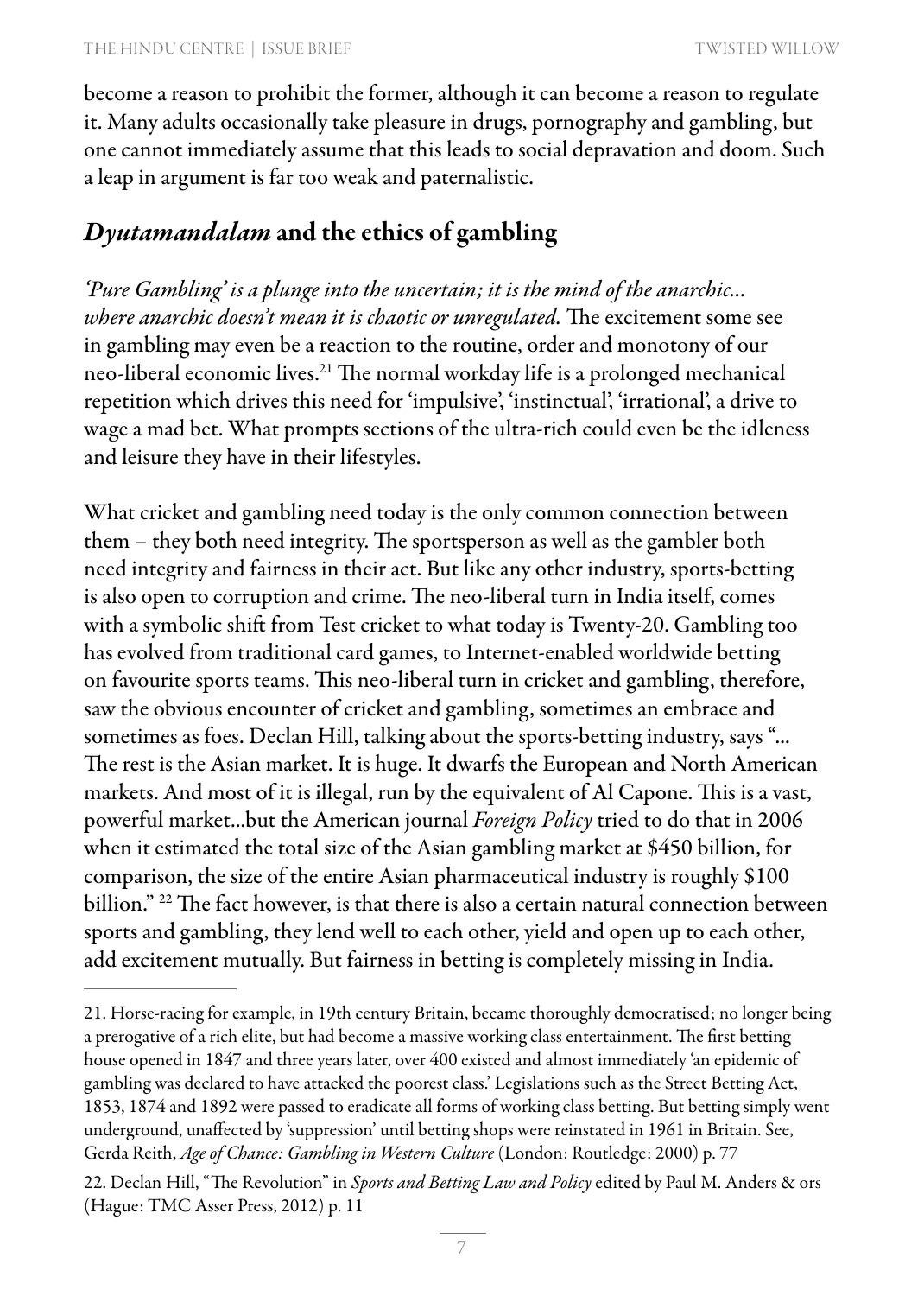become a reason to prohibit the former, although it can become a reason to regulate it. Many adults occasionally take pleasure in drugs, pornography and gambling, but one cannot immediately assume that this leads to social depravation and doom. Such a leap in argument is far too weak and paternalistic.

## *Dyutamandalam* and the ethics of gambling

*'Pure Gambling' is a plunge into the uncertain; it is the mind of the anarchic... where anarchic doesn't mean it is chaotic or unregulated.* The excitement some see in gambling may even be a reaction to the routine, order and monotony of our neo-liberal economic lives.[21] The normal workday life is a prolonged mechanical repetition which drives this need for 'impulsive', 'instinctual', 'irrational', a drive to wage a mad bet. What prompts sections of the ultra-rich could even be the idleness and leisure they have in their lifestyles.

What cricket and gambling need today is the only common connection between them – they both need integrity. The sportsperson as well as the gambler both need integrity and fairness in their act. But like any other industry, sports-betting is also open to corruption and crime. The neo-liberal turn in India itself, comes with a symbolic shift from Test cricket to what today is Twenty-20. Gambling too has evolved from traditional card games, to Internet-enabled worldwide betting on favourite sports teams. This neo-liberal turn in cricket and gambling, therefore, saw the obvious encounter of cricket and gambling, sometimes an embrace and sometimes as foes. Declan Hill, talking about the sports-betting industry, says "... The rest is the Asian market. It is huge. It dwarfs the European and North American markets. And most of it is illegal, run by the equivalent of Al Capone. This is a vast, powerful market...but the American journal *Foreign Policy* tried to do that in 2006 when it estimated the total size of the Asian gambling market at $450 billion, for comparison, the size of the entire Asian pharmaceutical industry is roughly $100 billion." [22] The fact however, is that there is also a certain natural connection between sports and gambling, they lend well to each other, yield and open up to each other, add excitement mutually. But fairness in betting is completely missing in India.

---

21. Horse-racing for example, in 19th century Britain, became thoroughly democratised; no longer being a prerogative of a rich elite, but had become a massive working class entertainment. The first betting house opened in 1847 and three years later, over 400 existed and almost immediately 'an epidemic of gambling was declared to have attacked the poorest class.' Legislations such as the Street Betting Act, 1853, 1874 and 1892 were passed to eradicate all forms of working class betting. But betting simply went underground, unaffected by 'suppression' until betting shops were reinstated in 1961 in Britain. See, Gerda Reith, *Age of Chance: Gambling in Western Culture* (London: Routledge: 2000) p. 77

22. Declan Hill, "The Revolution" in *Sports and Betting Law and Policy* edited by Paul M. Anders & ors (Hague: TMC Asser Press, 2012) p. 11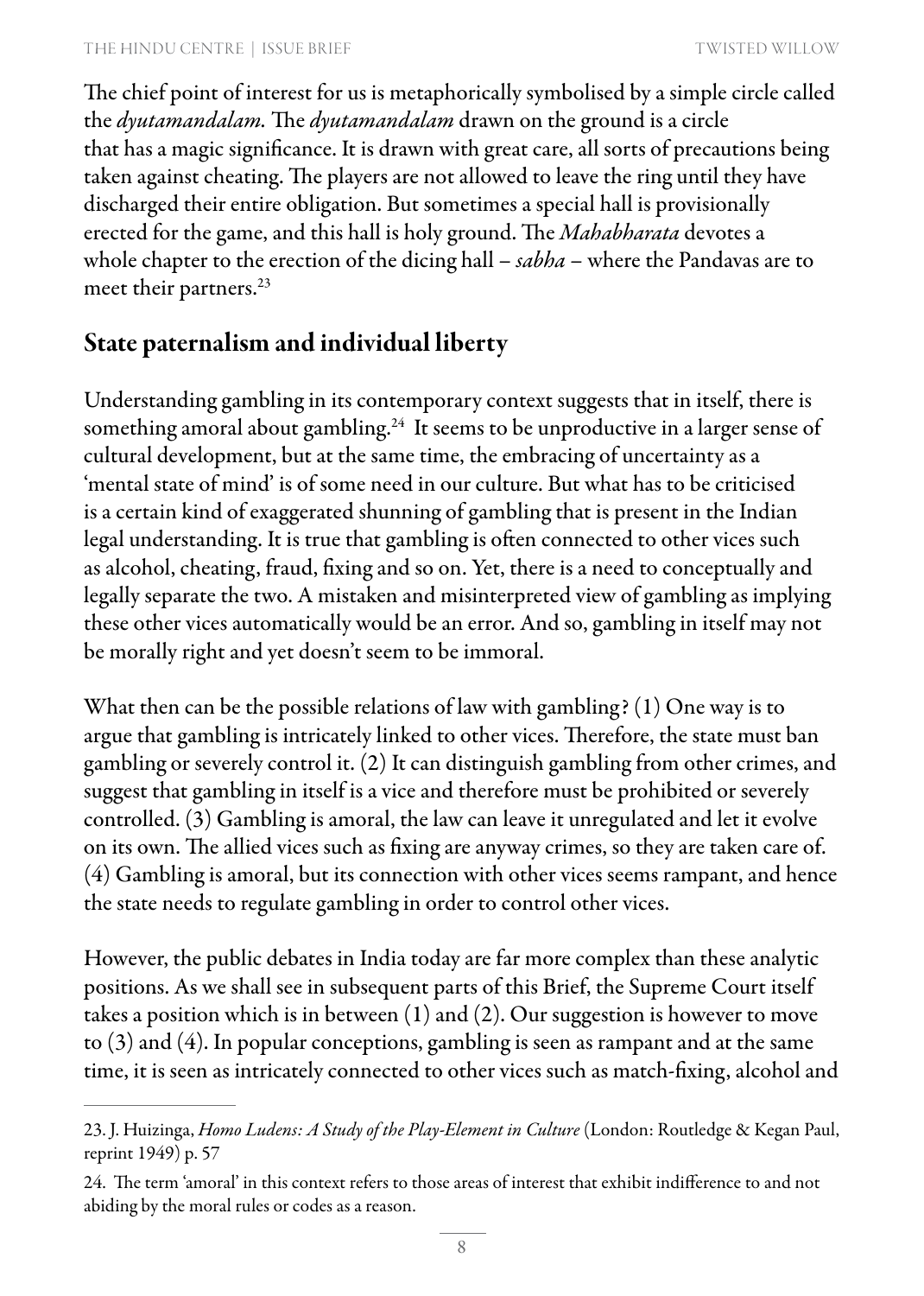The chief point of interest for us is metaphorically symbolised by a simple circle called the *dyutamandalam*. The *dyutamandalam* drawn on the ground is a circle that has a magic significance. It is drawn with great care, all sorts of precautions being taken against cheating. The players are not allowed to leave the ring until they have discharged their entire obligation. But sometimes a special hall is provisionally erected for the game, and this hall is holy ground. The *Mahabharata* devotes a whole chapter to the erection of the dicing hall – *sabha* – where the Pandavas are to meet their partners.[23]

## State paternalism and individual liberty

Understanding gambling in its contemporary context suggests that in itself, there is something amoral about gambling.[24] It seems to be unproductive in a larger sense of cultural development, but at the same time, the embracing of uncertainty as a 'mental state of mind' is of some need in our culture. But what has to be criticised is a certain kind of exaggerated shunning of gambling that is present in the Indian legal understanding. It is true that gambling is often connected to other vices such as alcohol, cheating, fraud, fixing and so on. Yet, there is a need to conceptually and legally separate the two. A mistaken and misinterpreted view of gambling as implying these other vices automatically would be an error. And so, gambling in itself may not be morally right and yet doesn't seem to be immoral.

What then can be the possible relations of law with gambling? (1) One way is to argue that gambling is intricately linked to other vices. Therefore, the state must ban gambling or severely control it. (2) It can distinguish gambling from other crimes, and suggest that gambling in itself is a vice and therefore must be prohibited or severely controlled. (3) Gambling is amoral, the law can leave it unregulated and let it evolve on its own. The allied vices such as fixing are anyway crimes, so they are taken care of. (4) Gambling is amoral, but its connection with other vices seems rampant, and hence the state needs to regulate gambling in order to control other vices.

However, the public debates in India today are far more complex than these analytic positions. As we shall see in subsequent parts of this Brief, the Supreme Court itself takes a position which is in between (1) and (2). Our suggestion is however to move to (3) and (4). In popular conceptions, gambling is seen as rampant and at the same time, it is seen as intricately connected to other vices such as match-fixing, alcohol and

---

23. J. Huizinga, *Homo Ludens: A Study of the Play-Element in Culture* (London: Routledge & Kegan Paul, reprint 1949) p. 57

24. The term 'amoral' in this context refers to those areas of interest that exhibit indifference to and not abiding by the moral rules or codes as a reason.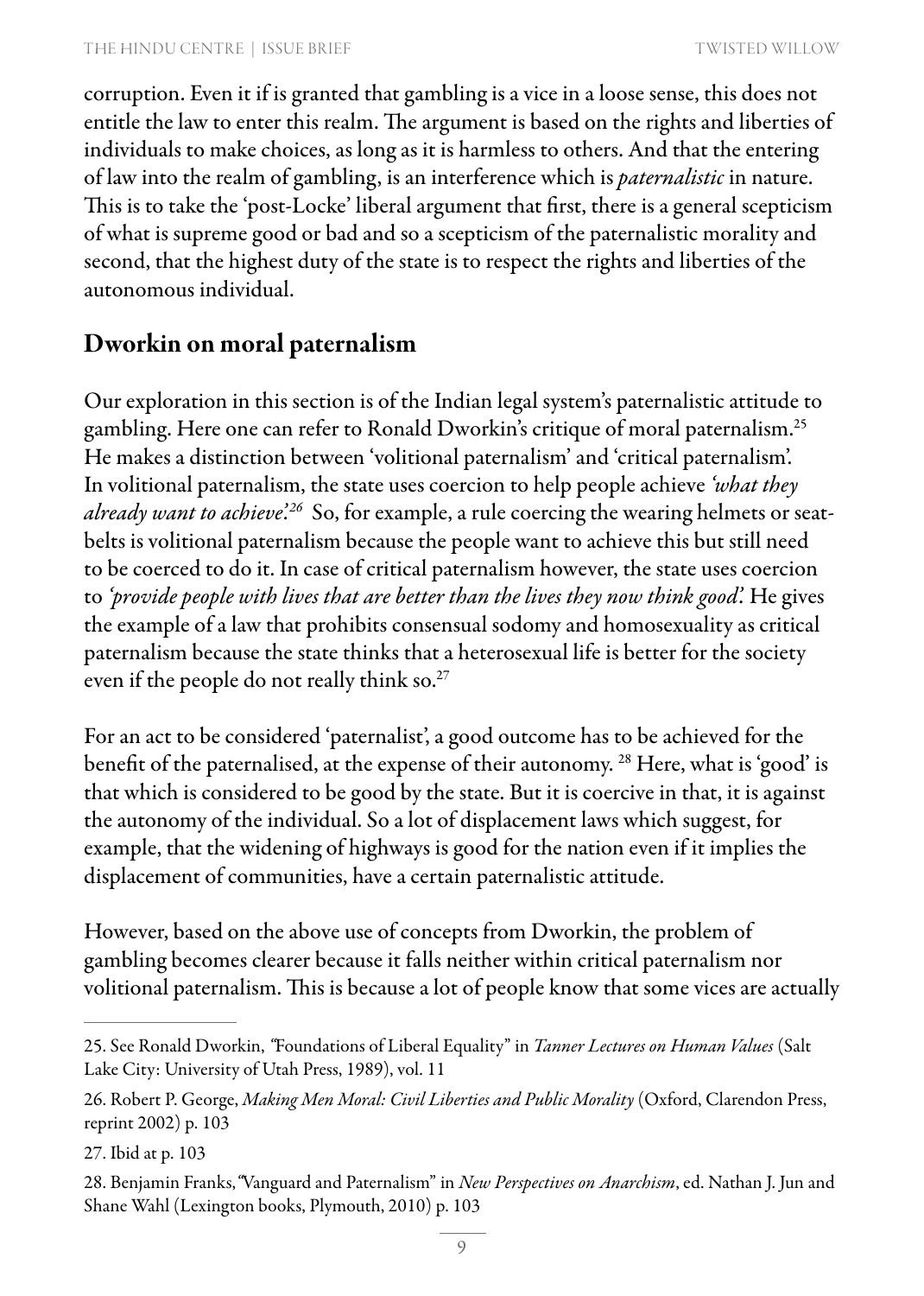corruption. Even it if is granted that gambling is a vice in a loose sense, this does not entitle the law to enter this realm. The argument is based on the rights and liberties of individuals to make choices, as long as it is harmless to others. And that the entering of law into the realm of gambling, is an interference which is *paternalistic* in nature. This is to take the 'post-Locke' liberal argument that first, there is a general scepticism of what is supreme good or bad and so a scepticism of the paternalistic morality and second, that the highest duty of the state is to respect the rights and liberties of the autonomous individual.

## Dworkin on moral paternalism

Our exploration in this section is of the Indian legal system's paternalistic attitude to gambling. Here one can refer to Ronald Dworkin's critique of moral paternalism.[25] He makes a distinction between 'volitional paternalism' and 'critical paternalism'. In volitional paternalism, the state uses coercion to help people achieve *'what they already want to achieve'.*[26] So, for example, a rule coercing the wearing helmets or seat-belts is volitional paternalism because the people want to achieve this but still need to be coerced to do it. In case of critical paternalism however, the state uses coercion to *'provide people with lives that are better than the lives they now think good'.* He gives the example of a law that prohibits consensual sodomy and homosexuality as critical paternalism because the state thinks that a heterosexual life is better for the society even if the people do not really think so.[27]

For an act to be considered 'paternalist', a good outcome has to be achieved for the benefit of the paternalised, at the expense of their autonomy.[28] Here, what is 'good' is that which is considered to be good by the state. But it is coercive in that, it is against the autonomy of the individual. So a lot of displacement laws which suggest, for example, that the widening of highways is good for the nation even if it implies the displacement of communities, have a certain paternalistic attitude.

However, based on the above use of concepts from Dworkin, the problem of gambling becomes clearer because it falls neither within critical paternalism nor volitional paternalism. This is because a lot of people know that some vices are actually

---

25. See Ronald Dworkin, "Foundations of Liberal Equality" in *Tanner Lectures on Human Values* (Salt Lake City: University of Utah Press, 1989), vol. 11

26. Robert P. George, *Making Men Moral: Civil Liberties and Public Morality* (Oxford, Clarendon Press, reprint 2002) p. 103

27. Ibid at p. 103

28. Benjamin Franks, "Vanguard and Paternalism" in *New Perspectives on Anarchism*, ed. Nathan J. Jun and Shane Wahl (Lexington books, Plymouth, 2010) p. 103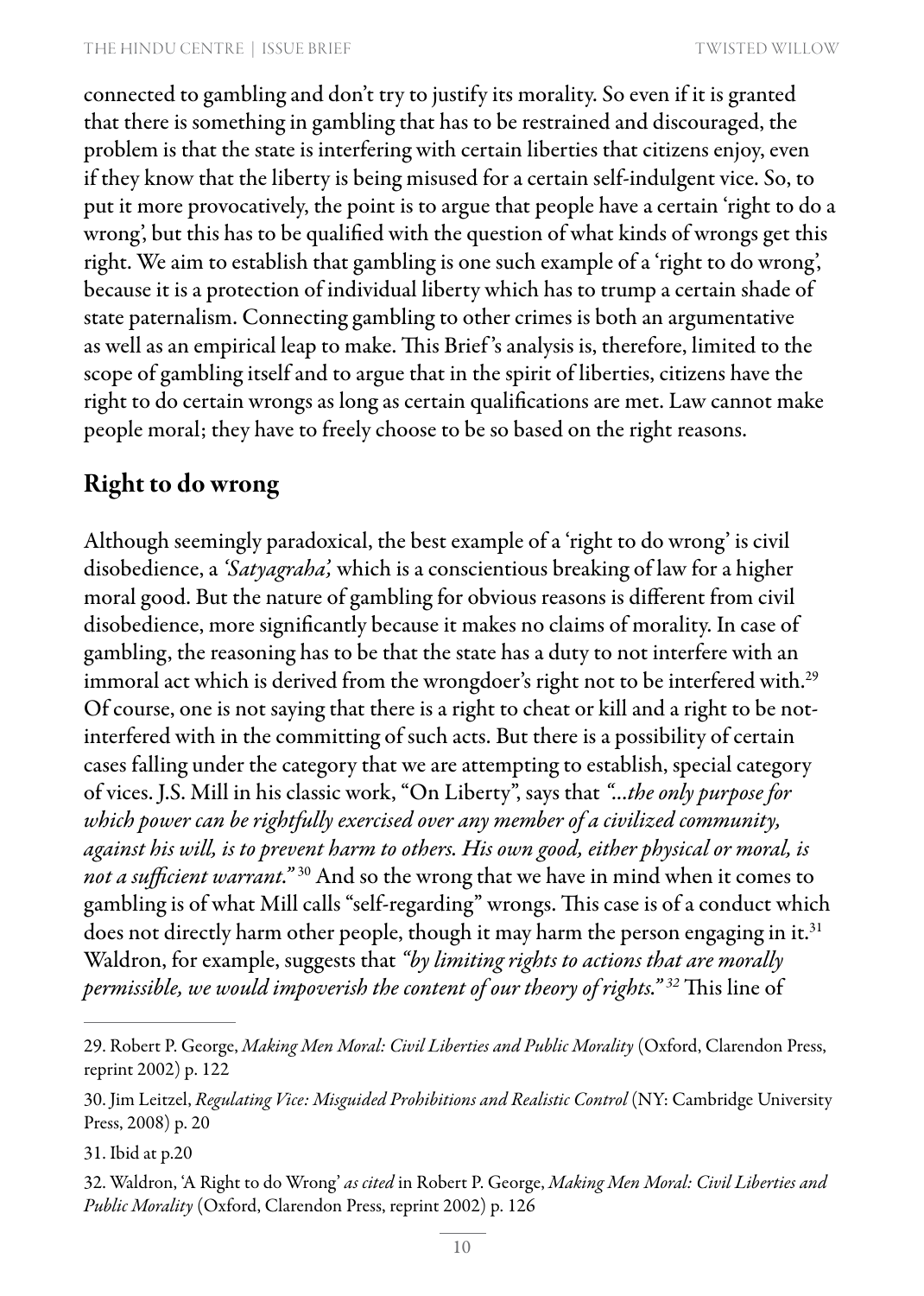connected to gambling and don't try to justify its morality. So even if it is granted that there is something in gambling that has to be restrained and discouraged, the problem is that the state is interfering with certain liberties that citizens enjoy, even if they know that the liberty is being misused for a certain self-indulgent vice. So, to put it more provocatively, the point is to argue that people have a certain 'right to do a wrong', but this has to be qualified with the question of what kinds of wrongs get this right. We aim to establish that gambling is one such example of a 'right to do wrong', because it is a protection of individual liberty which has to trump a certain shade of state paternalism. Connecting gambling to other crimes is both an argumentative as well as an empirical leap to make. This Brief's analysis is, therefore, limited to the scope of gambling itself and to argue that in the spirit of liberties, citizens have the right to do certain wrongs as long as certain qualifications are met. Law cannot make people moral; they have to freely choose to be so based on the right reasons.

## Right to do wrong

Although seemingly paradoxical, the best example of a 'right to do wrong' is civil disobedience, a *'Satyagraha',* which is a conscientious breaking of law for a higher moral good. But the nature of gambling for obvious reasons is different from civil disobedience, more significantly because it makes no claims of morality. In case of gambling, the reasoning has to be that the state has a duty to not interfere with an immoral act which is derived from the wrongdoer's right not to be interfered with.[29] Of course, one is not saying that there is a right to cheat or kill and a right to be not-interfered with in the committing of such acts. But there is a possibility of certain cases falling under the category that we are attempting to establish, special category of vices. J.S. Mill in his classic work, "On Liberty", says that *"...the only purpose for which power can be rightfully exercised over any member of a civilized community, against his will, is to prevent harm to others. His own good, either physical or moral, is not a sufficient warrant."*[30] And so the wrong that we have in mind when it comes to gambling is of what Mill calls "self-regarding" wrongs. This case is of a conduct which does not directly harm other people, though it may harm the person engaging in it.[31] Waldron, for example, suggests that *"by limiting rights to actions that are morally permissible, we would impoverish the content of our theory of rights."*[32] This line of

---

29. Robert P. George, *Making Men Moral: Civil Liberties and Public Morality* (Oxford, Clarendon Press, reprint 2002) p. 122

30. Jim Leitzel, *Regulating Vice: Misguided Prohibitions and Realistic Control* (NY: Cambridge University Press, 2008) p. 20

31. Ibid at p.20

32. Waldron, 'A Right to do Wrong' *as cited* in Robert P. George, *Making Men Moral: Civil Liberties and Public Morality* (Oxford, Clarendon Press, reprint 2002) p. 126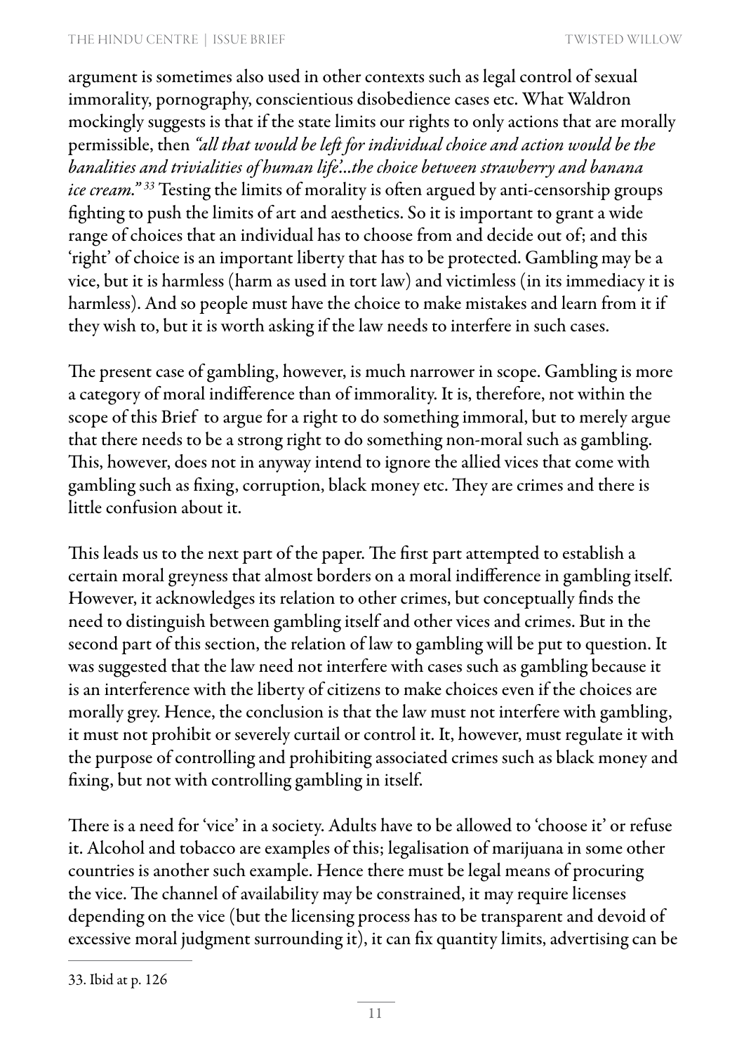argument is sometimes also used in other contexts such as legal control of sexual immorality, pornography, conscientious disobedience cases etc. What Waldron mockingly suggests is that if the state limits our rights to only actions that are morally permissible, then *"all that would be left for individual choice and action would be the banalities and trivialities of human life'...the choice between strawberry and banana ice cream."* [33] Testing the limits of morality is often argued by anti-censorship groups fighting to push the limits of art and aesthetics. So it is important to grant a wide range of choices that an individual has to choose from and decide out of; and this 'right' of choice is an important liberty that has to be protected. Gambling may be a vice, but it is harmless (harm as used in tort law) and victimless (in its immediacy it is harmless). And so people must have the choice to make mistakes and learn from it if they wish to, but it is worth asking if the law needs to interfere in such cases.

The present case of gambling, however, is much narrower in scope. Gambling is more a category of moral indifference than of immorality. It is, therefore, not within the scope of this Brief to argue for a right to do something immoral, but to merely argue that there needs to be a strong right to do something non-moral such as gambling. This, however, does not in anyway intend to ignore the allied vices that come with gambling such as fixing, corruption, black money etc. They are crimes and there is little confusion about it.

This leads us to the next part of the paper. The first part attempted to establish a certain moral greyness that almost borders on a moral indifference in gambling itself. However, it acknowledges its relation to other crimes, but conceptually finds the need to distinguish between gambling itself and other vices and crimes. But in the second part of this section, the relation of law to gambling will be put to question. It was suggested that the law need not interfere with cases such as gambling because it is an interference with the liberty of citizens to make choices even if the choices are morally grey. Hence, the conclusion is that the law must not interfere with gambling, it must not prohibit or severely curtail or control it. It, however, must regulate it with the purpose of controlling and prohibiting associated crimes such as black money and fixing, but not with controlling gambling in itself.

There is a need for 'vice' in a society. Adults have to be allowed to 'choose it' or refuse it. Alcohol and tobacco are examples of this; legalisation of marijuana in some other countries is another such example. Hence there must be legal means of procuring the vice. The channel of availability may be constrained, it may require licenses depending on the vice (but the licensing process has to be transparent and devoid of excessive moral judgment surrounding it), it can fix quantity limits, advertising can be

---

33. Ibid at p. 126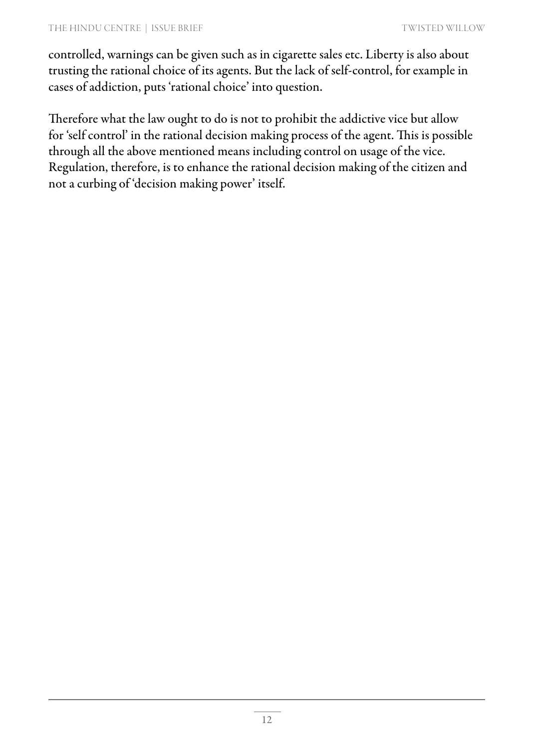controlled, warnings can be given such as in cigarette sales etc. Liberty is also about trusting the rational choice of its agents. But the lack of self-control, for example in cases of addiction, puts 'rational choice' into question.

Therefore what the law ought to do is not to prohibit the addictive vice but allow for 'self control' in the rational decision making process of the agent. This is possible through all the above mentioned means including control on usage of the vice. Regulation, therefore, is to enhance the rational decision making of the citizen and not a curbing of 'decision making power' itself.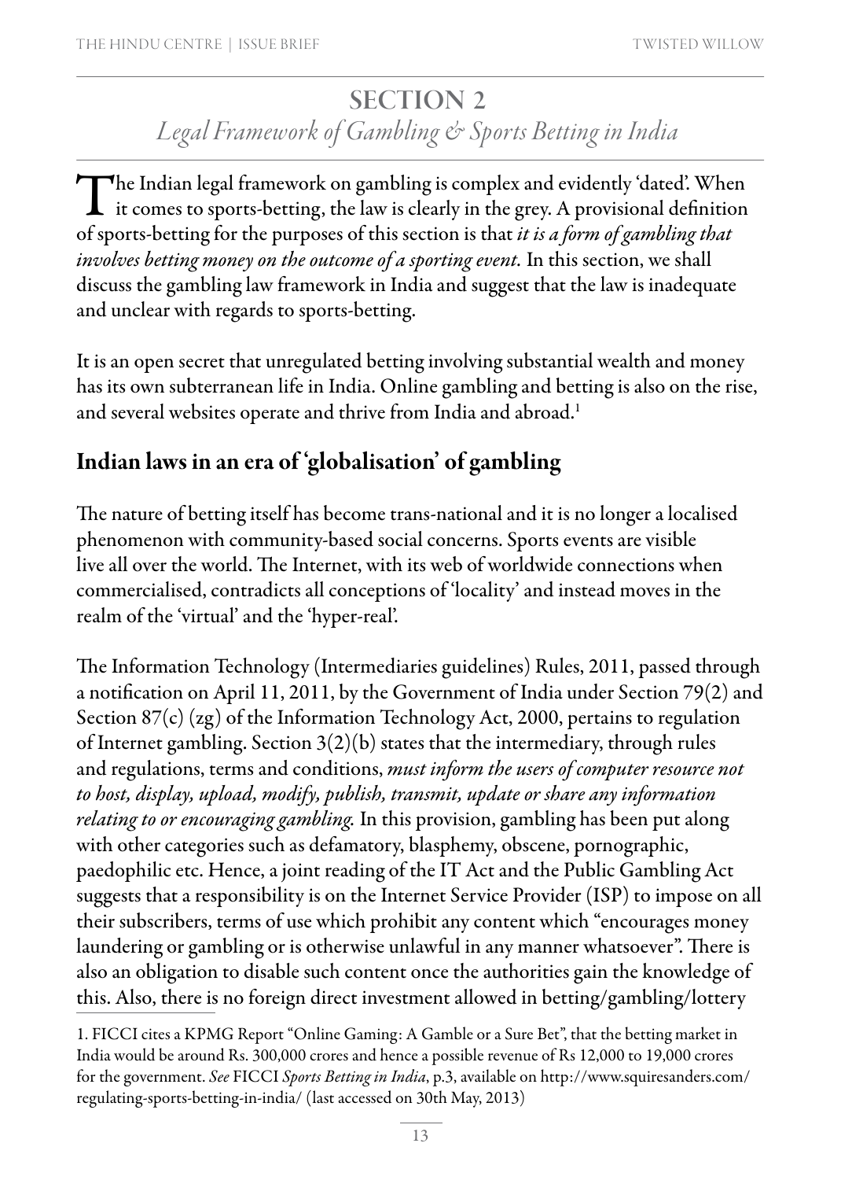# SECTION 2

## *Legal Framework of Gambling & Sports Betting in India*

The Indian legal framework on gambling is complex and evidently 'dated'. When it comes to sports-betting, the law is clearly in the grey. A provisional definition of sports-betting for the purposes of this section is that *it is a form of gambling that involves betting money on the outcome of a sporting event.* In this section, we shall discuss the gambling law framework in India and suggest that the law is inadequate and unclear with regards to sports-betting.

It is an open secret that unregulated betting involving substantial wealth and money has its own subterranean life in India. Online gambling and betting is also on the rise, and several websites operate and thrive from India and abroad.[1]

### Indian laws in an era of 'globalisation' of gambling

The nature of betting itself has become trans-national and it is no longer a localised phenomenon with community-based social concerns. Sports events are visible live all over the world. The Internet, with its web of worldwide connections when commercialised, contradicts all conceptions of 'locality' and instead moves in the realm of the 'virtual' and the 'hyper-real'.

The Information Technology (Intermediaries guidelines) Rules, 2011, passed through a notification on April 11, 2011, by the Government of India under Section 79(2) and Section 87(c) (zg) of the Information Technology Act, 2000, pertains to regulation of Internet gambling. Section 3(2)(b) states that the intermediary, through rules and regulations, terms and conditions, *must inform the users of computer resource not to host, display, upload, modify, publish, transmit, update or share any information relating to or encouraging gambling.* In this provision, gambling has been put along with other categories such as defamatory, blasphemy, obscene, pornographic, paedophilic etc. Hence, a joint reading of the IT Act and the Public Gambling Act suggests that a responsibility is on the Internet Service Provider (ISP) to impose on all their subscribers, terms of use which prohibit any content which "encourages money laundering or gambling or is otherwise unlawful in any manner whatsoever". There is also an obligation to disable such content once the authorities gain the knowledge of this. Also, there is no foreign direct investment allowed in betting/gambling/lottery

1. FICCI cites a KPMG Report "Online Gaming: A Gamble or a Sure Bet", that the betting market in India would be around Rs. 300,000 crores and hence a possible revenue of Rs 12,000 to 19,000 crores for the government. *See* FICCI *Sports Betting in India*, p.3, available on http://www.squiresanders.com/regulating-sports-betting-in-india/ (last accessed on 30th May, 2013)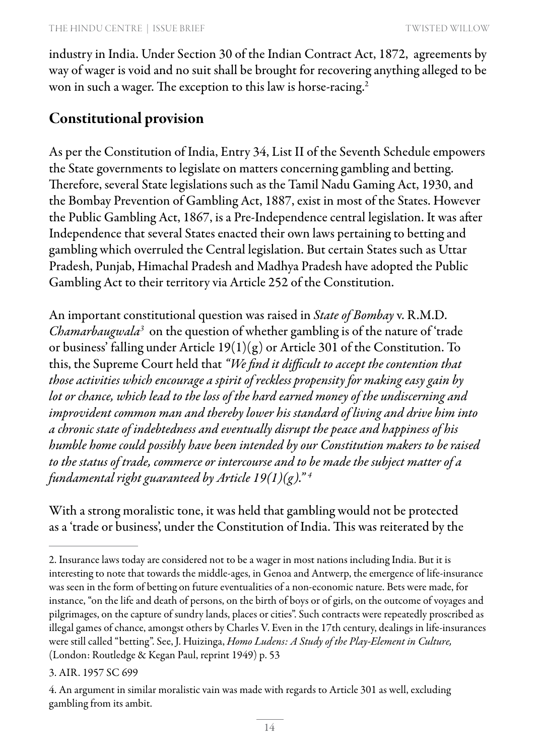industry in India. Under Section 30 of the Indian Contract Act, 1872, agreements by way of wager is void and no suit shall be brought for recovering anything alleged to be won in such a wager. The exception to this law is horse-racing.[2]

## Constitutional provision

As per the Constitution of India, Entry 34, List II of the Seventh Schedule empowers the State governments to legislate on matters concerning gambling and betting. Therefore, several State legislations such as the Tamil Nadu Gaming Act, 1930, and the Bombay Prevention of Gambling Act, 1887, exist in most of the States. However the Public Gambling Act, 1867, is a Pre-Independence central legislation. It was after Independence that several States enacted their own laws pertaining to betting and gambling which overruled the Central legislation. But certain States such as Uttar Pradesh, Punjab, Himachal Pradesh and Madhya Pradesh have adopted the Public Gambling Act to their territory via Article 252 of the Constitution.

An important constitutional question was raised in *State of Bombay* v. R.M.D. *Chamarbaugwala*[3] on the question of whether gambling is of the nature of 'trade or business' falling under Article 19(1)(g) or Article 301 of the Constitution. To this, the Supreme Court held that *"We find it difficult to accept the contention that those activities which encourage a spirit of reckless propensity for making easy gain by lot or chance, which lead to the loss of the hard earned money of the undiscerning and improvident common man and thereby lower his standard of living and drive him into a chronic state of indebtedness and eventually disrupt the peace and happiness of his humble home could possibly have been intended by our Constitution makers to be raised to the status of trade, commerce or intercourse and to be made the subject matter of a fundamental right guaranteed by Article 19(1)(g)."*[4]

With a strong moralistic tone, it was held that gambling would not be protected as a 'trade or business', under the Constitution of India. This was reiterated by the

---

2. Insurance laws today are considered not to be a wager in most nations including India. But it is interesting to note that towards the middle-ages, in Genoa and Antwerp, the emergence of life-insurance was seen in the form of betting on future eventualities of a non-economic nature. Bets were made, for instance, "on the life and death of persons, on the birth of boys or of girls, on the outcome of voyages and pilgrimages, on the capture of sundry lands, places or cities". Such contracts were repeatedly proscribed as illegal games of chance, amongst others by Charles V. Even in the 17th century, dealings in life-insurances were still called "betting". See, J. Huizinga, *Homo Ludens: A Study of the Play-Element in Culture,* (London: Routledge & Kegan Paul, reprint 1949) p. 53

3. AIR. 1957 SC 699

4. An argument in similar moralistic vain was made with regards to Article 301 as well, excluding gambling from its ambit.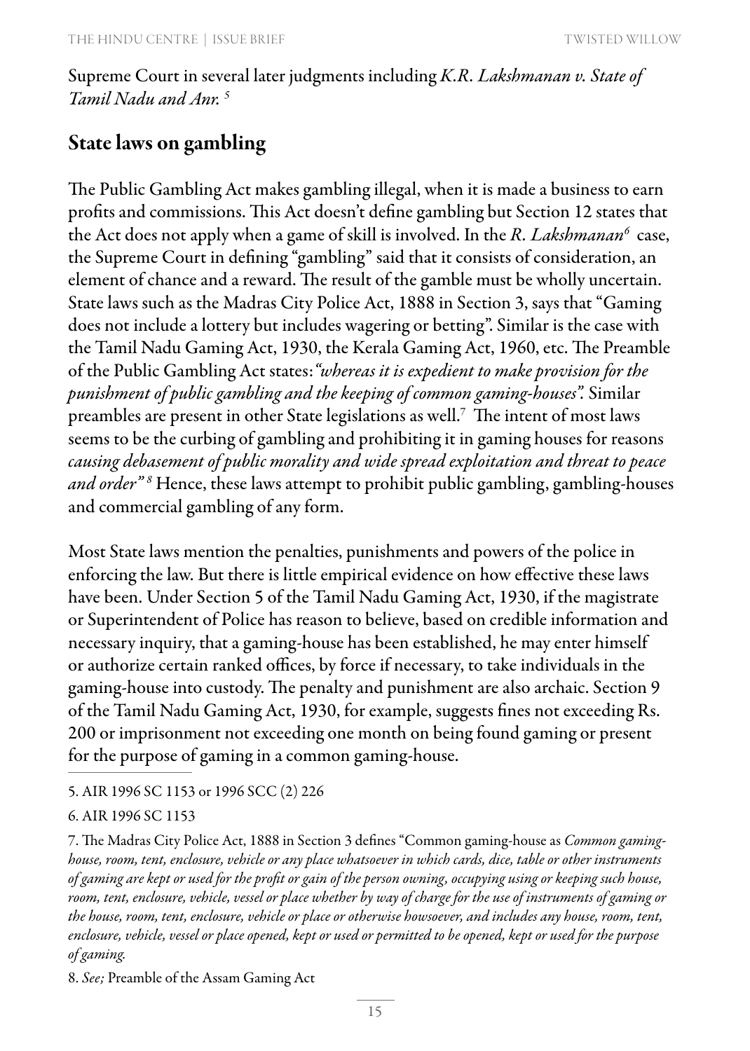Supreme Court in several later judgments including *K.R. Lakshmanan v. State of Tamil Nadu and Anr.* [5]

## State laws on gambling

The Public Gambling Act makes gambling illegal, when it is made a business to earn profits and commissions. This Act doesn't define gambling but Section 12 states that the Act does not apply when a game of skill is involved. In the *R. Lakshmanan*[6] case, the Supreme Court in defining "gambling" said that it consists of consideration, an element of chance and a reward. The result of the gamble must be wholly uncertain. State laws such as the Madras City Police Act, 1888 in Section 3, says that "Gaming does not include a lottery but includes wagering or betting". Similar is the case with the Tamil Nadu Gaming Act, 1930, the Kerala Gaming Act, 1960, etc. The Preamble of the Public Gambling Act states: *"whereas it is expedient to make provision for the punishment of public gambling and the keeping of common gaming-houses".* Similar preambles are present in other State legislations as well.[7] The intent of most laws seems to be the curbing of gambling and prohibiting it in gaming houses for reasons *causing debasement of public morality and wide spread exploitation and threat to peace and order"* [8] Hence, these laws attempt to prohibit public gambling, gambling-houses and commercial gambling of any form.

Most State laws mention the penalties, punishments and powers of the police in enforcing the law. But there is little empirical evidence on how effective these laws have been. Under Section 5 of the Tamil Nadu Gaming Act, 1930, if the magistrate or Superintendent of Police has reason to believe, based on credible information and necessary inquiry, that a gaming-house has been established, he may enter himself or authorize certain ranked offices, by force if necessary, to take individuals in the gaming-house into custody. The penalty and punishment are also archaic. Section 9 of the Tamil Nadu Gaming Act, 1930, for example, suggests fines not exceeding Rs. 200 or imprisonment not exceeding one month on being found gaming or present for the purpose of gaming in a common gaming-house.

---

5. AIR 1996 SC 1153 or 1996 SCC (2) 226

6. AIR 1996 SC 1153

7. The Madras City Police Act, 1888 in Section 3 defines "Common gaming-house as *Common gaming-house, room, tent, enclosure, vehicle or any place whatsoever in which cards, dice, table or other instruments of gaming are kept or used for the profit or gain of the person owning, occupying using or keeping such house, room, tent, enclosure, vehicle, vessel or place whether by way of charge for the use of instruments of gaming or the house, room, tent, enclosure, vehicle or place or otherwise howsoever, and includes any house, room, tent, enclosure, vehicle, vessel or place opened, kept or used or permitted to be opened, kept or used for the purpose of gaming.*

8. *See;* Preamble of the Assam Gaming Act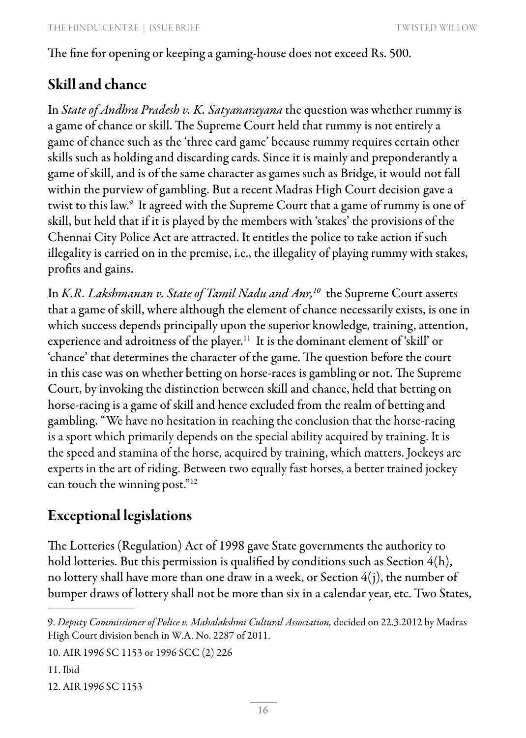The fine for opening or keeping a gaming-house does not exceed Rs. 500.

## Skill and chance

In *State of Andhra Pradesh v. K. Satyanarayana* the question was whether rummy is a game of chance or skill. The Supreme Court held that rummy is not entirely a game of chance such as the 'three card game' because rummy requires certain other skills such as holding and discarding cards. Since it is mainly and preponderantly a game of skill, and is of the same character as games such as Bridge, it would not fall within the purview of gambling. But a recent Madras High Court decision gave a twist to this law.[9] It agreed with the Supreme Court that a game of rummy is one of skill, but held that if it is played by the members with 'stakes' the provisions of the Chennai City Police Act are attracted. It entitles the police to take action if such illegality is carried on in the premise, i.e., the illegality of playing rummy with stakes, profits and gains.

In *K.R. Lakshmanan v. State of Tamil Nadu and Anr,*[10] the Supreme Court asserts that a game of skill, where although the element of chance necessarily exists, is one in which success depends principally upon the superior knowledge, training, attention, experience and adroitness of the player.[11] It is the dominant element of 'skill' or 'chance' that determines the character of the game. The question before the court in this case was on whether betting on horse-races is gambling or not. The Supreme Court, by invoking the distinction between skill and chance, held that betting on horse-racing is a game of skill and hence excluded from the realm of betting and gambling. "We have no hesitation in reaching the conclusion that the horse-racing is a sport which primarily depends on the special ability acquired by training. It is the speed and stamina of the horse, acquired by training, which matters. Jockeys are experts in the art of riding. Between two equally fast horses, a better trained jockey can touch the winning post."[12]

## Exceptional legislations

The Lotteries (Regulation) Act of 1998 gave State governments the authority to hold lotteries. But this permission is qualified by conditions such as Section 4(h), no lottery shall have more than one draw in a week, or Section 4(j), the number of bumper draws of lottery shall not be more than six in a calendar year, etc. Two States,

---

9. *Deputy Commissioner of Police v. Mahalakshmi Cultural Association,* decided on 22.3.2012 by Madras High Court division bench in W.A. No. 2287 of 2011.

10. AIR 1996 SC 1153 or 1996 SCC (2) 226

11. Ibid

12. AIR 1996 SC 1153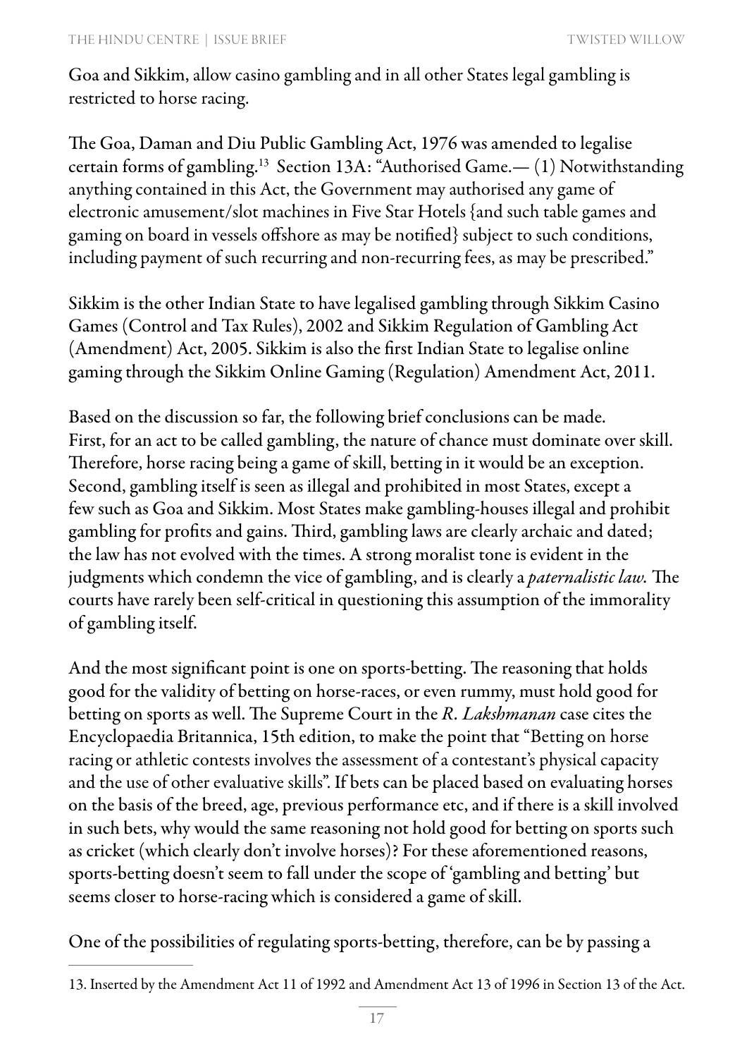Goa and Sikkim, allow casino gambling and in all other States legal gambling is restricted to horse racing.

The Goa, Daman and Diu Public Gambling Act, 1976 was amended to legalise certain forms of gambling.[13] Section 13A: "Authorised Game.— (1) Notwithstanding anything contained in this Act, the Government may authorised any game of electronic amusement/slot machines in Five Star Hotels {and such table games and gaming on board in vessels offshore as may be notified} subject to such conditions, including payment of such recurring and non-recurring fees, as may be prescribed."

Sikkim is the other Indian State to have legalised gambling through Sikkim Casino Games (Control and Tax Rules), 2002 and Sikkim Regulation of Gambling Act (Amendment) Act, 2005. Sikkim is also the first Indian State to legalise online gaming through the Sikkim Online Gaming (Regulation) Amendment Act, 2011.

Based on the discussion so far, the following brief conclusions can be made. First, for an act to be called gambling, the nature of chance must dominate over skill. Therefore, horse racing being a game of skill, betting in it would be an exception. Second, gambling itself is seen as illegal and prohibited in most States, except a few such as Goa and Sikkim. Most States make gambling-houses illegal and prohibit gambling for profits and gains. Third, gambling laws are clearly archaic and dated; the law has not evolved with the times. A strong moralist tone is evident in the judgments which condemn the vice of gambling, and is clearly a *paternalistic law.* The courts have rarely been self-critical in questioning this assumption of the immorality of gambling itself.

And the most significant point is one on sports-betting. The reasoning that holds good for the validity of betting on horse-races, or even rummy, must hold good for betting on sports as well. The Supreme Court in the *R. Lakshmanan* case cites the Encyclopaedia Britannica, 15th edition, to make the point that "Betting on horse racing or athletic contests involves the assessment of a contestant's physical capacity and the use of other evaluative skills". If bets can be placed based on evaluating horses on the basis of the breed, age, previous performance etc, and if there is a skill involved in such bets, why would the same reasoning not hold good for betting on sports such as cricket (which clearly don't involve horses)? For these aforementioned reasons, sports-betting doesn't seem to fall under the scope of 'gambling and betting' but seems closer to horse-racing which is considered a game of skill.

One of the possibilities of regulating sports-betting, therefore, can be by passing a

---

13. Inserted by the Amendment Act 11 of 1992 and Amendment Act 13 of 1996 in Section 13 of the Act.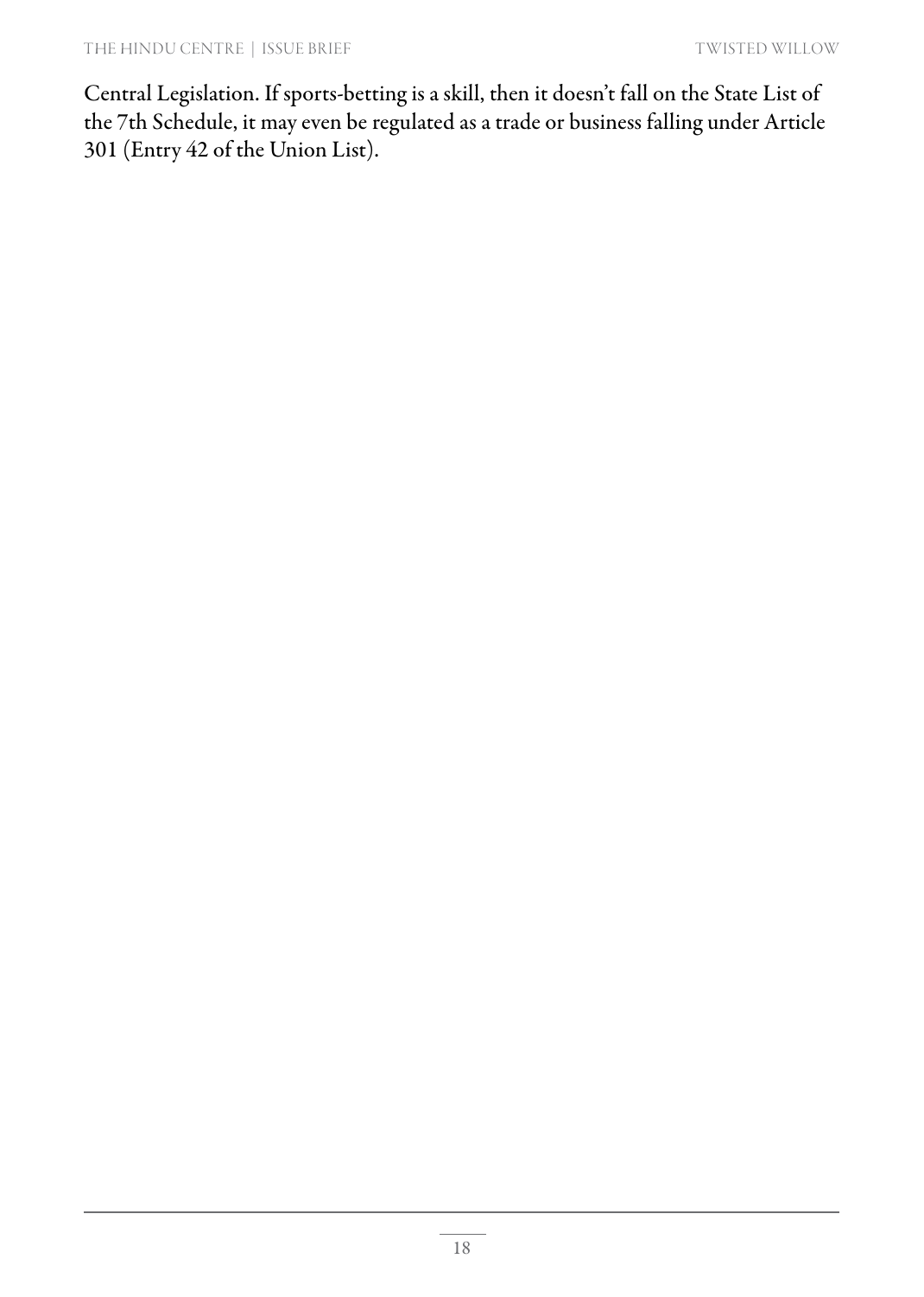Central Legislation. If sports-betting is a skill, then it doesn't fall on the State List of the 7th Schedule, it may even be regulated as a trade or business falling under Article 301 (Entry 42 of the Union List).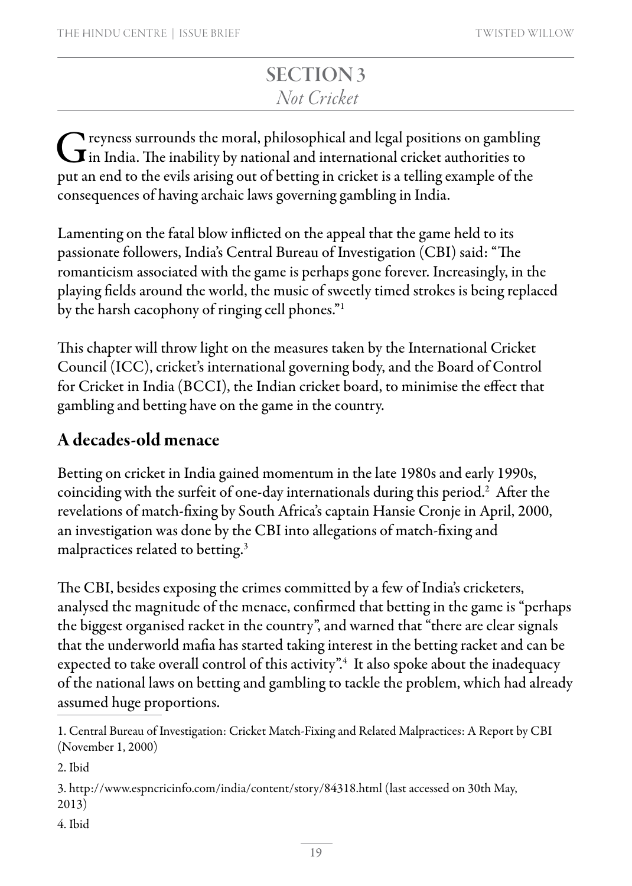# SECTION 3
*Not Cricket*

Greyness surrounds the moral, philosophical and legal positions on gambling in India. The inability by national and international cricket authorities to put an end to the evils arising out of betting in cricket is a telling example of the consequences of having archaic laws governing gambling in India.

Lamenting on the fatal blow inflicted on the appeal that the game held to its passionate followers, India's Central Bureau of Investigation (CBI) said: "The romanticism associated with the game is perhaps gone forever. Increasingly, in the playing fields around the world, the music of sweetly timed strokes is being replaced by the harsh cacophony of ringing cell phones."[1]

This chapter will throw light on the measures taken by the International Cricket Council (ICC), cricket's international governing body, and the Board of Control for Cricket in India (BCCI), the Indian cricket board, to minimise the effect that gambling and betting have on the game in the country.

## A decades-old menace

Betting on cricket in India gained momentum in the late 1980s and early 1990s, coinciding with the surfeit of one-day internationals during this period.[2] After the revelations of match-fixing by South Africa's captain Hansie Cronje in April, 2000, an investigation was done by the CBI into allegations of match-fixing and malpractices related to betting.[3]

The CBI, besides exposing the crimes committed by a few of India's cricketers, analysed the magnitude of the menace, confirmed that betting in the game is "perhaps the biggest organised racket in the country", and warned that "there are clear signals that the underworld mafia has started taking interest in the betting racket and can be expected to take overall control of this activity".[4] It also spoke about the inadequacy of the national laws on betting and gambling to tackle the problem, which had already assumed huge proportions.

1. Central Bureau of Investigation: Cricket Match-Fixing and Related Malpractices: A Report by CBI (November 1, 2000)

2. Ibid

3. http://www.espncricinfo.com/india/content/story/84318.html (last accessed on 30th May, 2013)

4. Ibid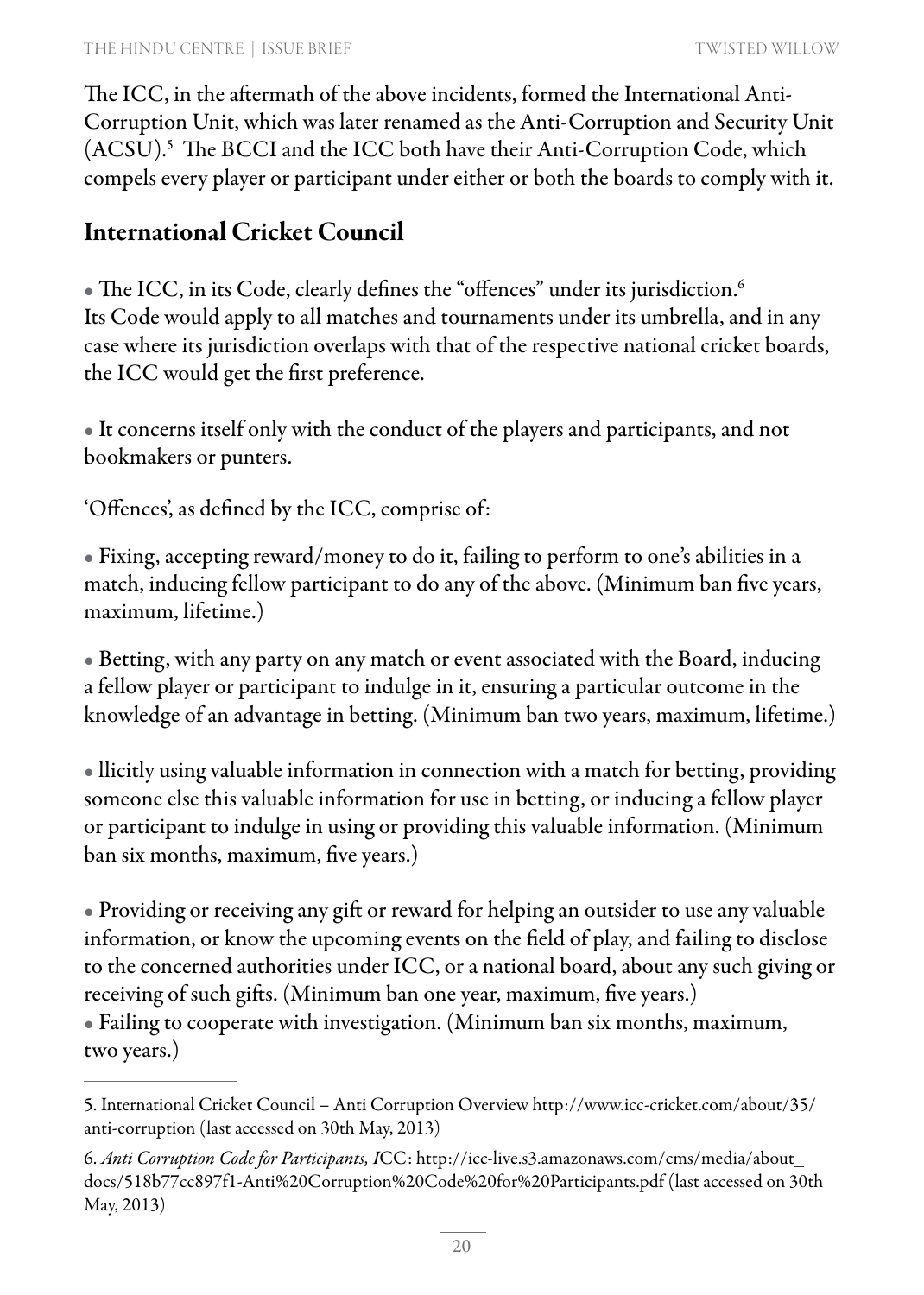The ICC, in the aftermath of the above incidents, formed the International Anti-Corruption Unit, which was later renamed as the Anti-Corruption and Security Unit (ACSU).[5] The BCCI and the ICC both have their Anti-Corruption Code, which compels every player or participant under either or both the boards to comply with it.

## International Cricket Council

- The ICC, in its Code, clearly defines the "offences" under its jurisdiction.[6] Its Code would apply to all matches and tournaments under its umbrella, and in any case where its jurisdiction overlaps with that of the respective national cricket boards, the ICC would get the first preference.

- It concerns itself only with the conduct of the players and participants, and not bookmakers or punters.

'Offences', as defined by the ICC, comprise of:

- Fixing, accepting reward/money to do it, failing to perform to one's abilities in a match, inducing fellow participant to do any of the above. (Minimum ban five years, maximum, lifetime.)

- Betting, with any party on any match or event associated with the Board, inducing a fellow player or participant to indulge in it, ensuring a particular outcome in the knowledge of an advantage in betting. (Minimum ban two years, maximum, lifetime.)

- llicitly using valuable information in connection with a match for betting, providing someone else this valuable information for use in betting, or inducing a fellow player or participant to indulge in using or providing this valuable information. (Minimum ban six months, maximum, five years.)

- Providing or receiving any gift or reward for helping an outsider to use any valuable information, or know the upcoming events on the field of play, and failing to disclose to the concerned authorities under ICC, or a national board, about any such giving or receiving of such gifts. (Minimum ban one year, maximum, five years.)
- Failing to cooperate with investigation. (Minimum ban six months, maximum, two years.)

---

5. International Cricket Council – Anti Corruption Overview http://www.icc-cricket.com/about/35/anti-corruption (last accessed on 30th May, 2013)

6. *Anti Corruption Code for Participants, I*CC: http://icc-live.s3.amazonaws.com/cms/media/about_docs/518b77cc897f1-Anti%20Corruption%20Code%20for%20Participants.pdf (last accessed on 30th May, 2013)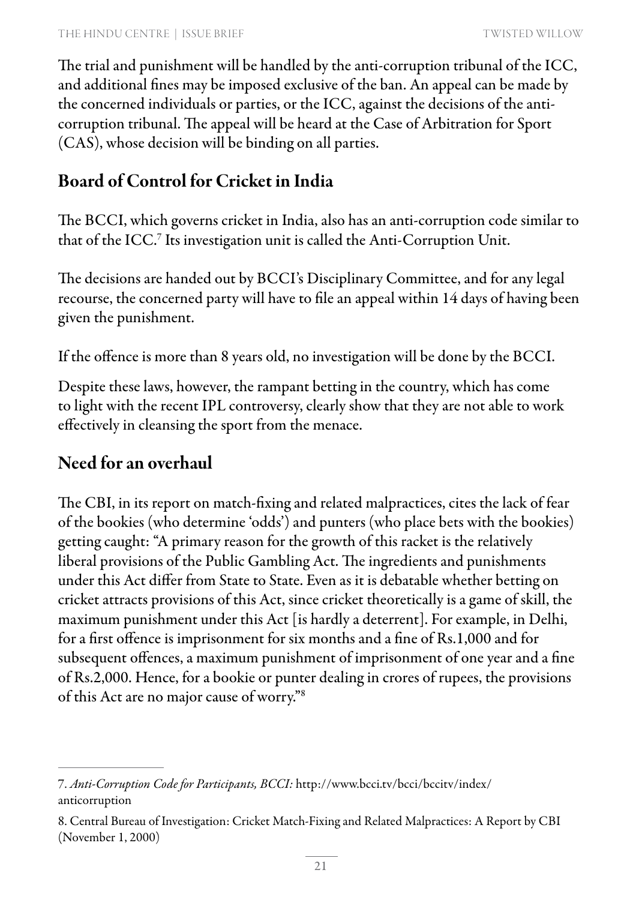The trial and punishment will be handled by the anti-corruption tribunal of the ICC, and additional fines may be imposed exclusive of the ban. An appeal can be made by the concerned individuals or parties, or the ICC, against the decisions of the anti-corruption tribunal. The appeal will be heard at the Case of Arbitration for Sport (CAS), whose decision will be binding on all parties.

## Board of Control for Cricket in India

The BCCI, which governs cricket in India, also has an anti-corruption code similar to that of the ICC.[7] Its investigation unit is called the Anti-Corruption Unit.

The decisions are handed out by BCCI's Disciplinary Committee, and for any legal recourse, the concerned party will have to file an appeal within 14 days of having been given the punishment.

If the offence is more than 8 years old, no investigation will be done by the BCCI.

Despite these laws, however, the rampant betting in the country, which has come to light with the recent IPL controversy, clearly show that they are not able to work effectively in cleansing the sport from the menace.

## Need for an overhaul

The CBI, in its report on match-fixing and related malpractices, cites the lack of fear of the bookies (who determine 'odds') and punters (who place bets with the bookies) getting caught: "A primary reason for the growth of this racket is the relatively liberal provisions of the Public Gambling Act. The ingredients and punishments under this Act differ from State to State. Even as it is debatable whether betting on cricket attracts provisions of this Act, since cricket theoretically is a game of skill, the maximum punishment under this Act [is hardly a deterrent]. For example, in Delhi, for a first offence is imprisonment for six months and a fine of Rs.1,000 and for subsequent offences, a maximum punishment of imprisonment of one year and a fine of Rs.2,000. Hence, for a bookie or punter dealing in crores of rupees, the provisions of this Act are no major cause of worry."[8]

---

7. *Anti-Corruption Code for Participants, BCCI:* http://www.bcci.tv/bcci/bccitv/index/anticorruption

8. Central Bureau of Investigation: Cricket Match-Fixing and Related Malpractices: A Report by CBI (November 1, 2000)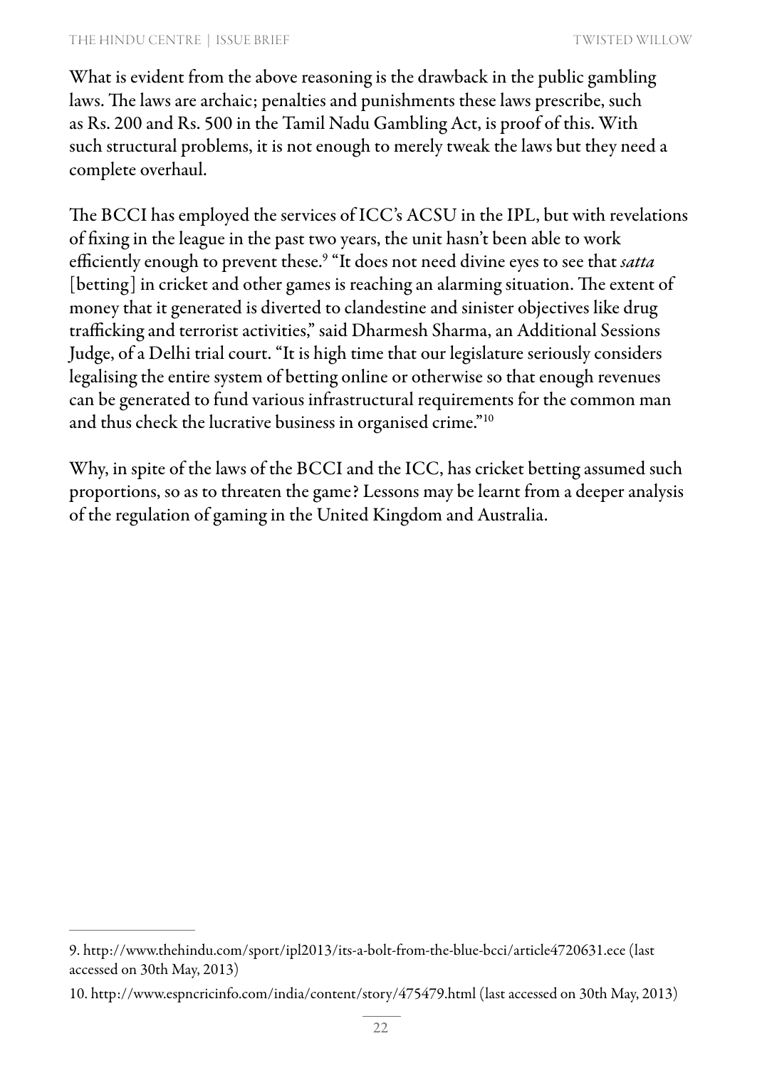What is evident from the above reasoning is the drawback in the public gambling laws. The laws are archaic; penalties and punishments these laws prescribe, such as Rs. 200 and Rs. 500 in the Tamil Nadu Gambling Act, is proof of this. With such structural problems, it is not enough to merely tweak the laws but they need a complete overhaul.

The BCCI has employed the services of ICC's ACSU in the IPL, but with revelations of fixing in the league in the past two years, the unit hasn't been able to work efficiently enough to prevent these.[9] "It does not need divine eyes to see that *satta* [betting] in cricket and other games is reaching an alarming situation. The extent of money that it generated is diverted to clandestine and sinister objectives like drug trafficking and terrorist activities," said Dharmesh Sharma, an Additional Sessions Judge, of a Delhi trial court. "It is high time that our legislature seriously considers legalising the entire system of betting online or otherwise so that enough revenues can be generated to fund various infrastructural requirements for the common man and thus check the lucrative business in organised crime."[10]

Why, in spite of the laws of the BCCI and the ICC, has cricket betting assumed such proportions, so as to threaten the game? Lessons may be learnt from a deeper analysis of the regulation of gaming in the United Kingdom and Australia.

---

9. http://www.thehindu.com/sport/ipl2013/its-a-bolt-from-the-blue-bcci/article4720631.ece (last accessed on 30th May, 2013)

10. http://www.espncricinfo.com/india/content/story/475479.html (last accessed on 30th May, 2013)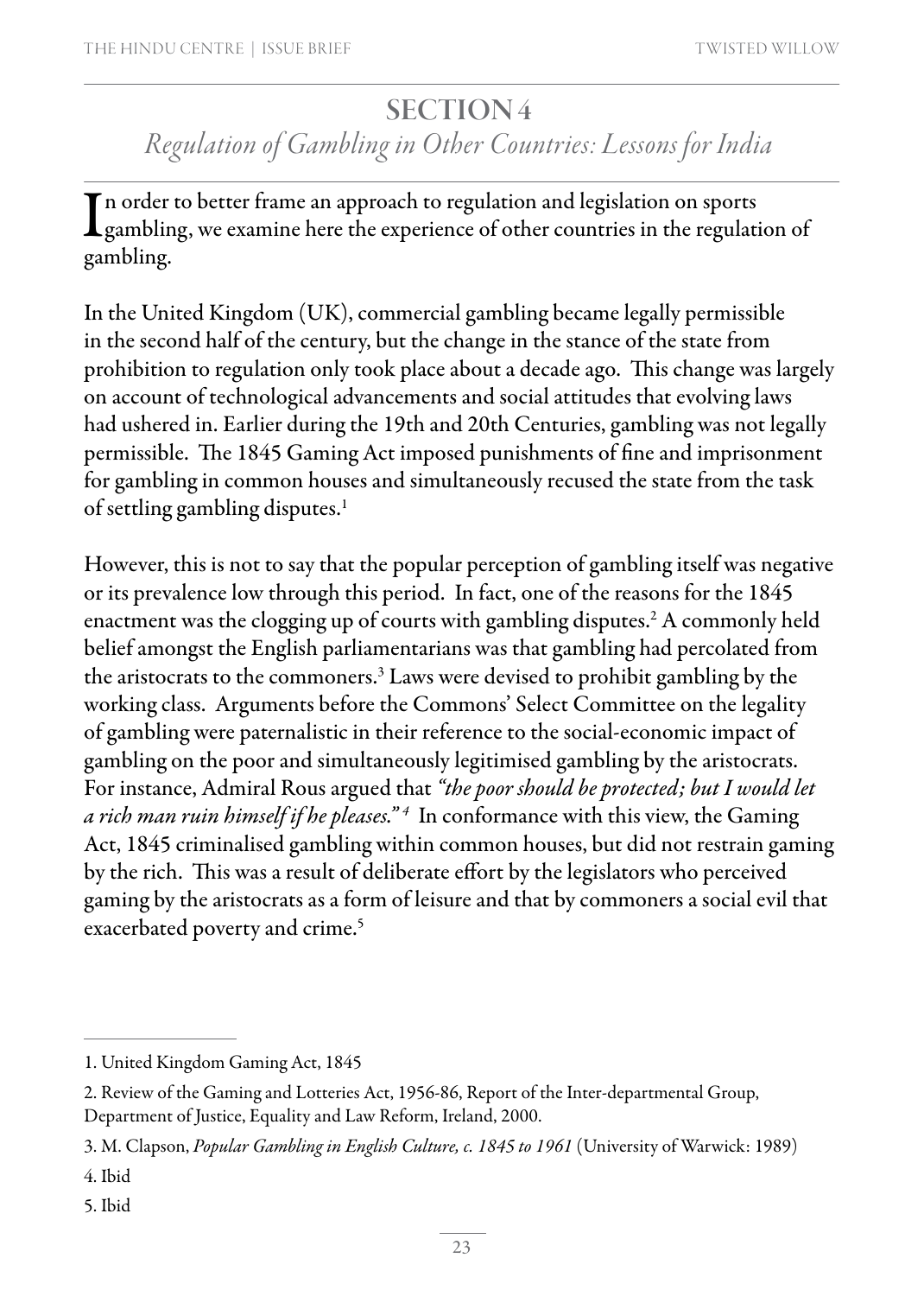# SECTION 4

## *Regulation of Gambling in Other Countries: Lessons for India*

In order to better frame an approach to regulation and legislation on sports gambling, we examine here the experience of other countries in the regulation of gambling.

In the United Kingdom (UK), commercial gambling became legally permissible in the second half of the century, but the change in the stance of the state from prohibition to regulation only took place about a decade ago. This change was largely on account of technological advancements and social attitudes that evolving laws had ushered in. Earlier during the 19th and 20th Centuries, gambling was not legally permissible. The 1845 Gaming Act imposed punishments of fine and imprisonment for gambling in common houses and simultaneously recused the state from the task of settling gambling disputes.[1]

However, this is not to say that the popular perception of gambling itself was negative or its prevalence low through this period. In fact, one of the reasons for the 1845 enactment was the clogging up of courts with gambling disputes.[2] A commonly held belief amongst the English parliamentarians was that gambling had percolated from the aristocrats to the commoners.[3] Laws were devised to prohibit gambling by the working class. Arguments before the Commons' Select Committee on the legality of gambling were paternalistic in their reference to the social-economic impact of gambling on the poor and simultaneously legitimised gambling by the aristocrats. For instance, Admiral Rous argued that ***"the poor should be protected; but I would let a rich man ruin himself if he pleases."***[4] In conformance with this view, the Gaming Act, 1845 criminalised gambling within common houses, but did not restrain gaming by the rich. This was a result of deliberate effort by the legislators who perceived gaming by the aristocrats as a form of leisure and that by commoners a social evil that exacerbated poverty and crime.[5]

---

1. United Kingdom Gaming Act, 1845
2. Review of the Gaming and Lotteries Act, 1956-86, Report of the Inter-departmental Group, Department of Justice, Equality and Law Reform, Ireland, 2000.
3. M. Clapson, *Popular Gambling in English Culture, c. 1845 to 1961* (University of Warwick: 1989)
4. Ibid
5. Ibid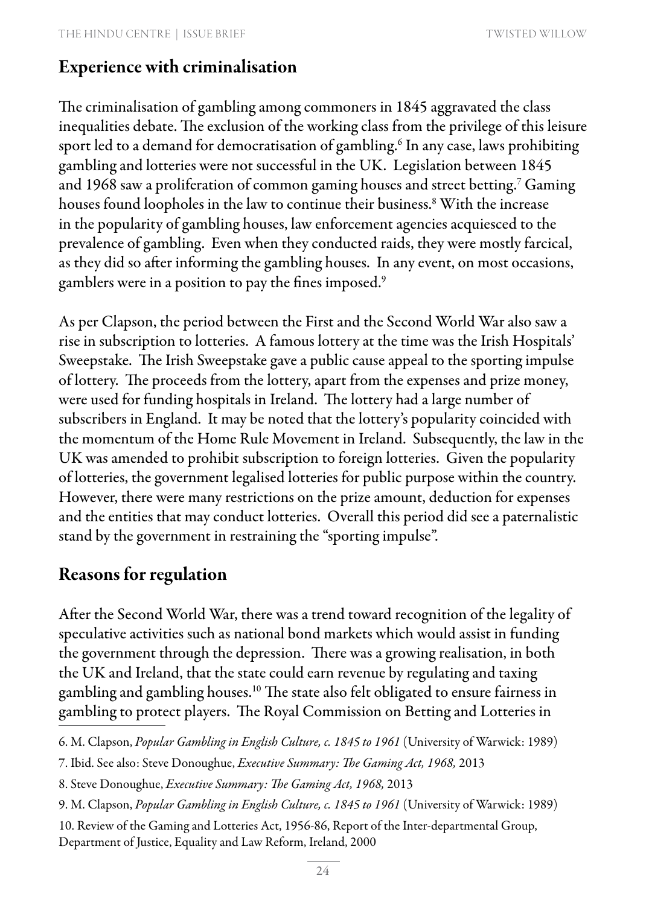## Experience with criminalisation

The criminalisation of gambling among commoners in 1845 aggravated the class inequalities debate. The exclusion of the working class from the privilege of this leisure sport led to a demand for democratisation of gambling.[6] In any case, laws prohibiting gambling and lotteries were not successful in the UK. Legislation between 1845 and 1968 saw a proliferation of common gaming houses and street betting.[7] Gaming houses found loopholes in the law to continue their business.[8] With the increase in the popularity of gambling houses, law enforcement agencies acquiesced to the prevalence of gambling. Even when they conducted raids, they were mostly farcical, as they did so after informing the gambling houses. In any event, on most occasions, gamblers were in a position to pay the fines imposed.[9]

As per Clapson, the period between the First and the Second World War also saw a rise in subscription to lotteries. A famous lottery at the time was the Irish Hospitals' Sweepstake. The Irish Sweepstake gave a public cause appeal to the sporting impulse of lottery. The proceeds from the lottery, apart from the expenses and prize money, were used for funding hospitals in Ireland. The lottery had a large number of subscribers in England. It may be noted that the lottery's popularity coincided with the momentum of the Home Rule Movement in Ireland. Subsequently, the law in the UK was amended to prohibit subscription to foreign lotteries. Given the popularity of lotteries, the government legalised lotteries for public purpose within the country. However, there were many restrictions on the prize amount, deduction for expenses and the entities that may conduct lotteries. Overall this period did see a paternalistic stand by the government in restraining the "sporting impulse".

## Reasons for regulation

After the Second World War, there was a trend toward recognition of the legality of speculative activities such as national bond markets which would assist in funding the government through the depression. There was a growing realisation, in both the UK and Ireland, that the state could earn revenue by regulating and taxing gambling and gambling houses.[10] The state also felt obligated to ensure fairness in gambling to protect players. The Royal Commission on Betting and Lotteries in

---

6. M. Clapson, *Popular Gambling in English Culture, c. 1845 to 1961* (University of Warwick: 1989)

7. Ibid. See also: Steve Donoughue, *Executive Summary: The Gaming Act, 1968,* 2013

8. Steve Donoughue, *Executive Summary: The Gaming Act, 1968,* 2013

9. M. Clapson, *Popular Gambling in English Culture, c. 1845 to 1961* (University of Warwick: 1989)

10. Review of the Gaming and Lotteries Act, 1956-86, Report of the Inter-departmental Group, Department of Justice, Equality and Law Reform, Ireland, 2000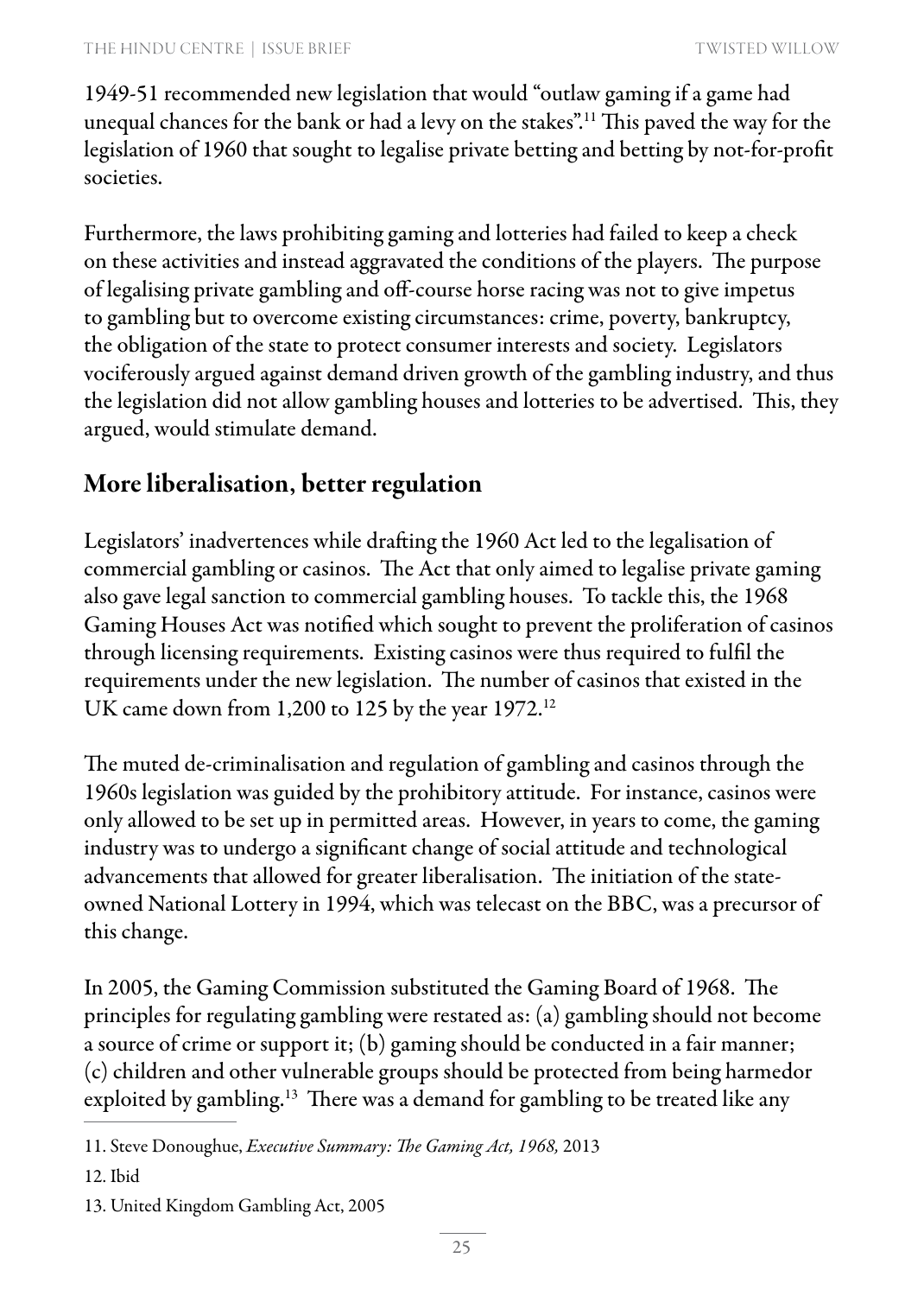1949-51 recommended new legislation that would "outlaw gaming if a game had unequal chances for the bank or had a levy on the stakes".[11] This paved the way for the legislation of 1960 that sought to legalise private betting and betting by not-for-profit societies.

Furthermore, the laws prohibiting gaming and lotteries had failed to keep a check on these activities and instead aggravated the conditions of the players. The purpose of legalising private gambling and off-course horse racing was not to give impetus to gambling but to overcome existing circumstances: crime, poverty, bankruptcy, the obligation of the state to protect consumer interests and society. Legislators vociferously argued against demand driven growth of the gambling industry, and thus the legislation did not allow gambling houses and lotteries to be advertised. This, they argued, would stimulate demand.

## More liberalisation, better regulation

Legislators' inadvertences while drafting the 1960 Act led to the legalisation of commercial gambling or casinos. The Act that only aimed to legalise private gaming also gave legal sanction to commercial gambling houses. To tackle this, the 1968 Gaming Houses Act was notified which sought to prevent the proliferation of casinos through licensing requirements. Existing casinos were thus required to fulfil the requirements under the new legislation. The number of casinos that existed in the UK came down from 1,200 to 125 by the year 1972.[12]

The muted de-criminalisation and regulation of gambling and casinos through the 1960s legislation was guided by the prohibitory attitude. For instance, casinos were only allowed to be set up in permitted areas. However, in years to come, the gaming industry was to undergo a significant change of social attitude and technological advancements that allowed for greater liberalisation. The initiation of the state-owned National Lottery in 1994, which was telecast on the BBC, was a precursor of this change.

In 2005, the Gaming Commission substituted the Gaming Board of 1968. The principles for regulating gambling were restated as: (a) gambling should not become a source of crime or support it; (b) gaming should be conducted in a fair manner; (c) children and other vulnerable groups should be protected from being harmedor exploited by gambling.[13] There was a demand for gambling to be treated like any

---

11. Steve Donoughue, *Executive Summary: The Gaming Act, 1968,* 2013

12. Ibid

13. United Kingdom Gambling Act, 2005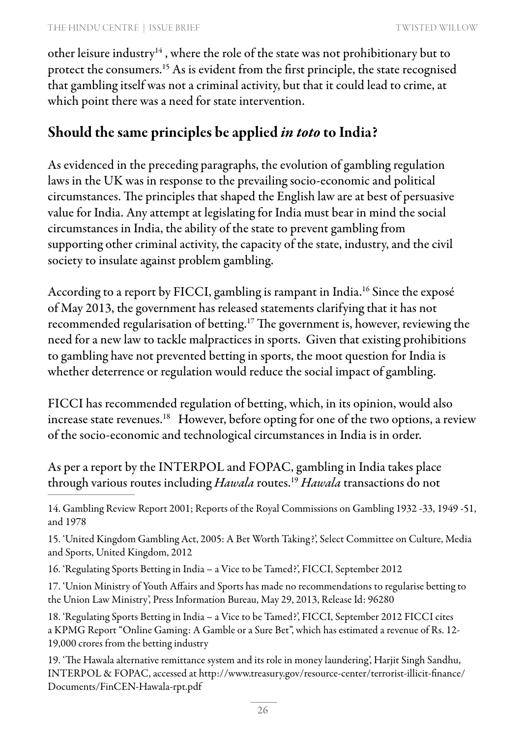other leisure industry[14] , where the role of the state was not prohibitionary but to protect the consumers.[15] As is evident from the first principle, the state recognised that gambling itself was not a criminal activity, but that it could lead to crime, at which point there was a need for state intervention.

## Should the same principles be applied *in toto* to India?

As evidenced in the preceding paragraphs, the evolution of gambling regulation laws in the UK was in response to the prevailing socio-economic and political circumstances. The principles that shaped the English law are at best of persuasive value for India. Any attempt at legislating for India must bear in mind the social circumstances in India, the ability of the state to prevent gambling from supporting other criminal activity, the capacity of the state, industry, and the civil society to insulate against problem gambling.

According to a report by FICCI, gambling is rampant in India.[16] Since the exposé of May 2013, the government has released statements clarifying that it has not recommended regularisation of betting.[17] The government is, however, reviewing the need for a new law to tackle malpractices in sports. Given that existing prohibitions to gambling have not prevented betting in sports, the moot question for India is whether deterrence or regulation would reduce the social impact of gambling.

FICCI has recommended regulation of betting, which, in its opinion, would also increase state revenues.[18] However, before opting for one of the two options, a review of the socio-economic and technological circumstances in India is in order.

As per a report by the INTERPOL and FOPAC, gambling in India takes place through various routes including *Hawala* routes.[19] *Hawala* transactions do not

---

14. Gambling Review Report 2001; Reports of the Royal Commissions on Gambling 1932 -33, 1949 -51, and 1978

15. 'United Kingdom Gambling Act, 2005: A Bet Worth Taking?', Select Committee on Culture, Media and Sports, United Kingdom, 2012

16. 'Regulating Sports Betting in India – a Vice to be Tamed?', FICCI, September 2012

17. 'Union Ministry of Youth Affairs and Sports has made no recommendations to regularise betting to the Union Law Ministry', Press Information Bureau, May 29, 2013, Release Id: 96280

18. 'Regulating Sports Betting in India – a Vice to be Tamed?', FICCI, September 2012 FICCI cites a KPMG Report "Online Gaming: A Gamble or a Sure Bet", which has estimated a revenue of Rs. 12-19,000 crores from the betting industry

19. 'The Hawala alternative remittance system and its role in money laundering', Harjit Singh Sandhu, INTERPOL & FOPAC, accessed at http://www.treasury.gov/resource-center/terrorist-illicit-finance/Documents/FinCEN-Hawala-rpt.pdf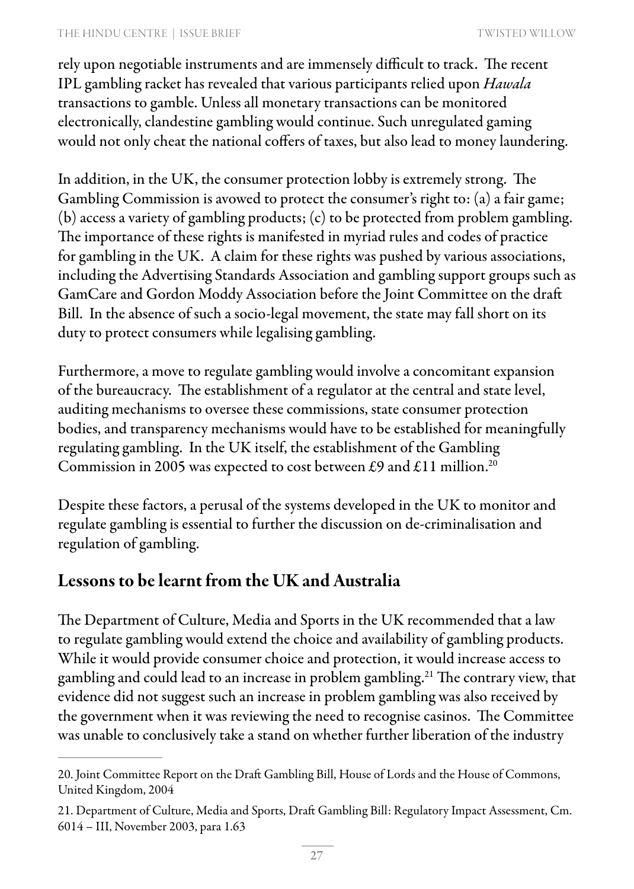rely upon negotiable instruments and are immensely difficult to track. The recent IPL gambling racket has revealed that various participants relied upon *Hawala* transactions to gamble. Unless all monetary transactions can be monitored electronically, clandestine gambling would continue. Such unregulated gaming would not only cheat the national coffers of taxes, but also lead to money laundering.

In addition, in the UK, the consumer protection lobby is extremely strong. The Gambling Commission is avowed to protect the consumer's right to: (a) a fair game; (b) access a variety of gambling products; (c) to be protected from problem gambling. The importance of these rights is manifested in myriad rules and codes of practice for gambling in the UK. A claim for these rights was pushed by various associations, including the Advertising Standards Association and gambling support groups such as GamCare and Gordon Moddy Association before the Joint Committee on the draft Bill. In the absence of such a socio-legal movement, the state may fall short on its duty to protect consumers while legalising gambling.

Furthermore, a move to regulate gambling would involve a concomitant expansion of the bureaucracy. The establishment of a regulator at the central and state level, auditing mechanisms to oversee these commissions, state consumer protection bodies, and transparency mechanisms would have to be established for meaningfully regulating gambling. In the UK itself, the establishment of the Gambling Commission in 2005 was expected to cost between £9 and £11 million.[20]

Despite these factors, a perusal of the systems developed in the UK to monitor and regulate gambling is essential to further the discussion on de-criminalisation and regulation of gambling.

## Lessons to be learnt from the UK and Australia

The Department of Culture, Media and Sports in the UK recommended that a law to regulate gambling would extend the choice and availability of gambling products. While it would provide consumer choice and protection, it would increase access to gambling and could lead to an increase in problem gambling.[21] The contrary view, that evidence did not suggest such an increase in problem gambling was also received by the government when it was reviewing the need to recognise casinos. The Committee was unable to conclusively take a stand on whether further liberation of the industry

---

20. Joint Committee Report on the Draft Gambling Bill, House of Lords and the House of Commons, United Kingdom, 2004

21. Department of Culture, Media and Sports, Draft Gambling Bill: Regulatory Impact Assessment, Cm. 6014 – III, November 2003, para 1.63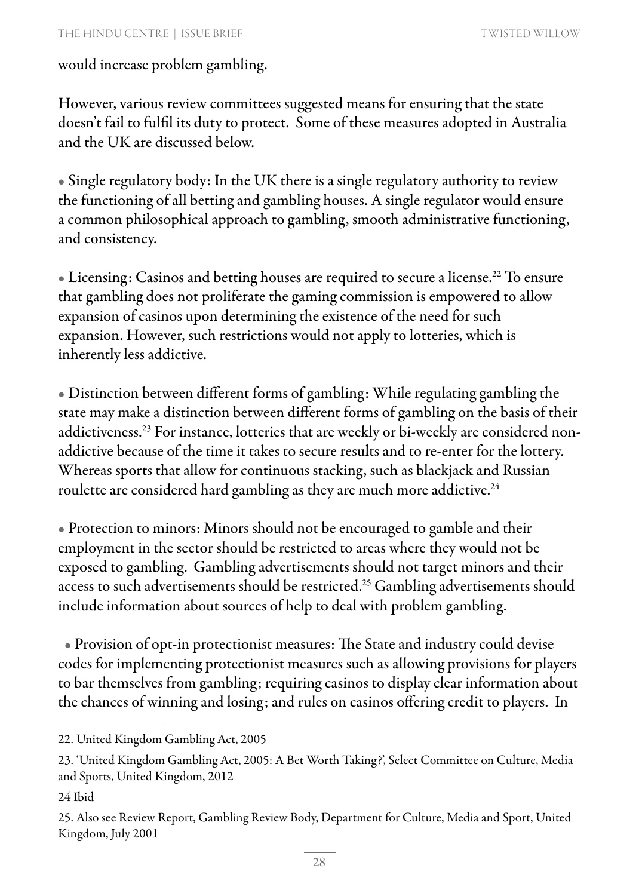would increase problem gambling.

However, various review committees suggested means for ensuring that the state doesn't fail to fulfil its duty to protect. Some of these measures adopted in Australia and the UK are discussed below.

- Single regulatory body: In the UK there is a single regulatory authority to review the functioning of all betting and gambling houses. A single regulator would ensure a common philosophical approach to gambling, smooth administrative functioning, and consistency.

- Licensing: Casinos and betting houses are required to secure a license.[22] To ensure that gambling does not proliferate the gaming commission is empowered to allow expansion of casinos upon determining the existence of the need for such expansion. However, such restrictions would not apply to lotteries, which is inherently less addictive.

- Distinction between different forms of gambling: While regulating gambling the state may make a distinction between different forms of gambling on the basis of their addictiveness.[23] For instance, lotteries that are weekly or bi-weekly are considered non-addictive because of the time it takes to secure results and to re-enter for the lottery. Whereas sports that allow for continuous stacking, such as blackjack and Russian roulette are considered hard gambling as they are much more addictive.[24]

- Protection to minors: Minors should not be encouraged to gamble and their employment in the sector should be restricted to areas where they would not be exposed to gambling. Gambling advertisements should not target minors and their access to such advertisements should be restricted.[25] Gambling advertisements should include information about sources of help to deal with problem gambling.

- Provision of opt-in protectionist measures: The State and industry could devise codes for implementing protectionist measures such as allowing provisions for players to bar themselves from gambling; requiring casinos to display clear information about the chances of winning and losing; and rules on casinos offering credit to players. In

---

22. United Kingdom Gambling Act, 2005

23. 'United Kingdom Gambling Act, 2005: A Bet Worth Taking?', Select Committee on Culture, Media and Sports, United Kingdom, 2012

24 Ibid

25. Also see Review Report, Gambling Review Body, Department for Culture, Media and Sport, United Kingdom, July 2001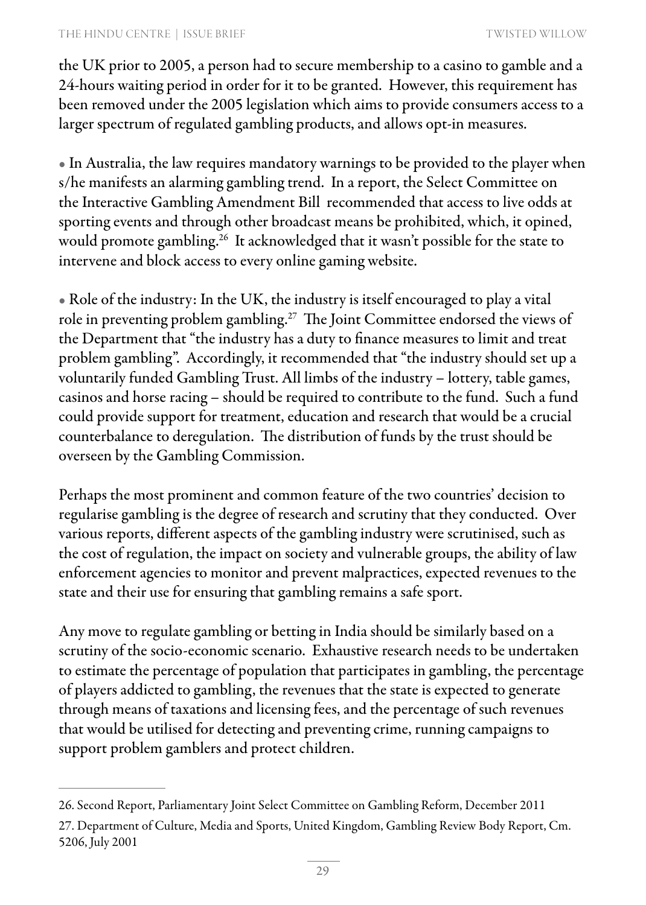the UK prior to 2005, a person had to secure membership to a casino to gamble and a 24-hours waiting period in order for it to be granted. However, this requirement has been removed under the 2005 legislation which aims to provide consumers access to a larger spectrum of regulated gambling products, and allows opt-in measures.

- In Australia, the law requires mandatory warnings to be provided to the player when s/he manifests an alarming gambling trend. In a report, the Select Committee on the Interactive Gambling Amendment Bill recommended that access to live odds at sporting events and through other broadcast means be prohibited, which, it opined, would promote gambling.[26] It acknowledged that it wasn't possible for the state to intervene and block access to every online gaming website.

- Role of the industry: In the UK, the industry is itself encouraged to play a vital role in preventing problem gambling.[27] The Joint Committee endorsed the views of the Department that "the industry has a duty to finance measures to limit and treat problem gambling". Accordingly, it recommended that "the industry should set up a voluntarily funded Gambling Trust. All limbs of the industry – lottery, table games, casinos and horse racing – should be required to contribute to the fund. Such a fund could provide support for treatment, education and research that would be a crucial counterbalance to deregulation. The distribution of funds by the trust should be overseen by the Gambling Commission.

Perhaps the most prominent and common feature of the two countries' decision to regularise gambling is the degree of research and scrutiny that they conducted. Over various reports, different aspects of the gambling industry were scrutinised, such as the cost of regulation, the impact on society and vulnerable groups, the ability of law enforcement agencies to monitor and prevent malpractices, expected revenues to the state and their use for ensuring that gambling remains a safe sport.

Any move to regulate gambling or betting in India should be similarly based on a scrutiny of the socio-economic scenario. Exhaustive research needs to be undertaken to estimate the percentage of population that participates in gambling, the percentage of players addicted to gambling, the revenues that the state is expected to generate through means of taxations and licensing fees, and the percentage of such revenues that would be utilised for detecting and preventing crime, running campaigns to support problem gamblers and protect children.

---

26. Second Report, Parliamentary Joint Select Committee on Gambling Reform, December 2011

27. Department of Culture, Media and Sports, United Kingdom, Gambling Review Body Report, Cm. 5206, July 2001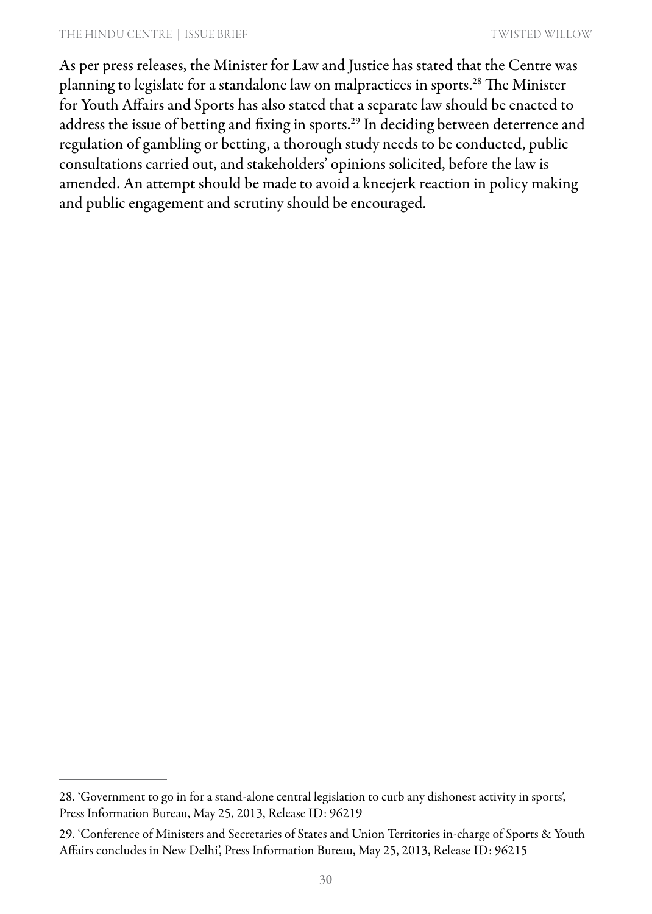As per press releases, the Minister for Law and Justice has stated that the Centre was planning to legislate for a standalone law on malpractices in sports.[28] The Minister for Youth Affairs and Sports has also stated that a separate law should be enacted to address the issue of betting and fixing in sports.[29] In deciding between deterrence and regulation of gambling or betting, a thorough study needs to be conducted, public consultations carried out, and stakeholders' opinions solicited, before the law is amended. An attempt should be made to avoid a kneejerk reaction in policy making and public engagement and scrutiny should be encouraged.

---

28. 'Government to go in for a stand-alone central legislation to curb any dishonest activity in sports', Press Information Bureau, May 25, 2013, Release ID: 96219

29. 'Conference of Ministers and Secretaries of States and Union Territories in-charge of Sports & Youth Affairs concludes in New Delhi', Press Information Bureau, May 25, 2013, Release ID: 96215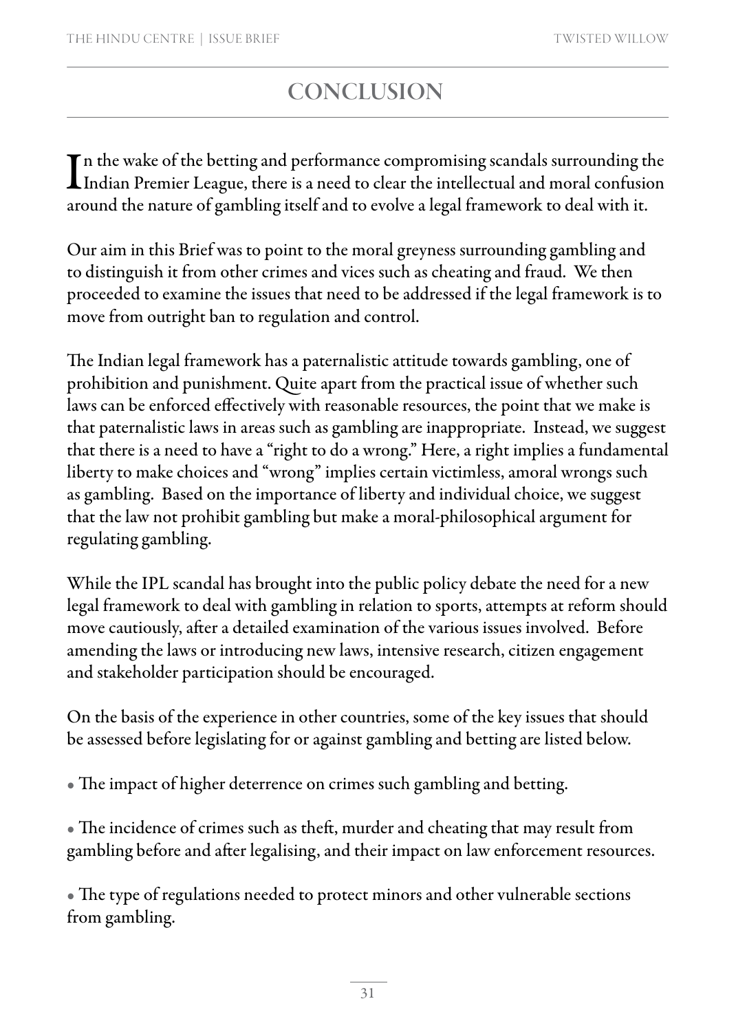# CONCLUSION

In the wake of the betting and performance compromising scandals surrounding the Indian Premier League, there is a need to clear the intellectual and moral confusion around the nature of gambling itself and to evolve a legal framework to deal with it.

Our aim in this Brief was to point to the moral greyness surrounding gambling and to distinguish it from other crimes and vices such as cheating and fraud. We then proceeded to examine the issues that need to be addressed if the legal framework is to move from outright ban to regulation and control.

The Indian legal framework has a paternalistic attitude towards gambling, one of prohibition and punishment. Quite apart from the practical issue of whether such laws can be enforced effectively with reasonable resources, the point that we make is that paternalistic laws in areas such as gambling are inappropriate. Instead, we suggest that there is a need to have a "right to do a wrong." Here, a right implies a fundamental liberty to make choices and "wrong" implies certain victimless, amoral wrongs such as gambling. Based on the importance of liberty and individual choice, we suggest that the law not prohibit gambling but make a moral-philosophical argument for regulating gambling.

While the IPL scandal has brought into the public policy debate the need for a new legal framework to deal with gambling in relation to sports, attempts at reform should move cautiously, after a detailed examination of the various issues involved. Before amending the laws or introducing new laws, intensive research, citizen engagement and stakeholder participation should be encouraged.

On the basis of the experience in other countries, some of the key issues that should be assessed before legislating for or against gambling and betting are listed below.

- The impact of higher deterrence on crimes such gambling and betting.

- The incidence of crimes such as theft, murder and cheating that may result from gambling before and after legalising, and their impact on law enforcement resources.

- The type of regulations needed to protect minors and other vulnerable sections from gambling.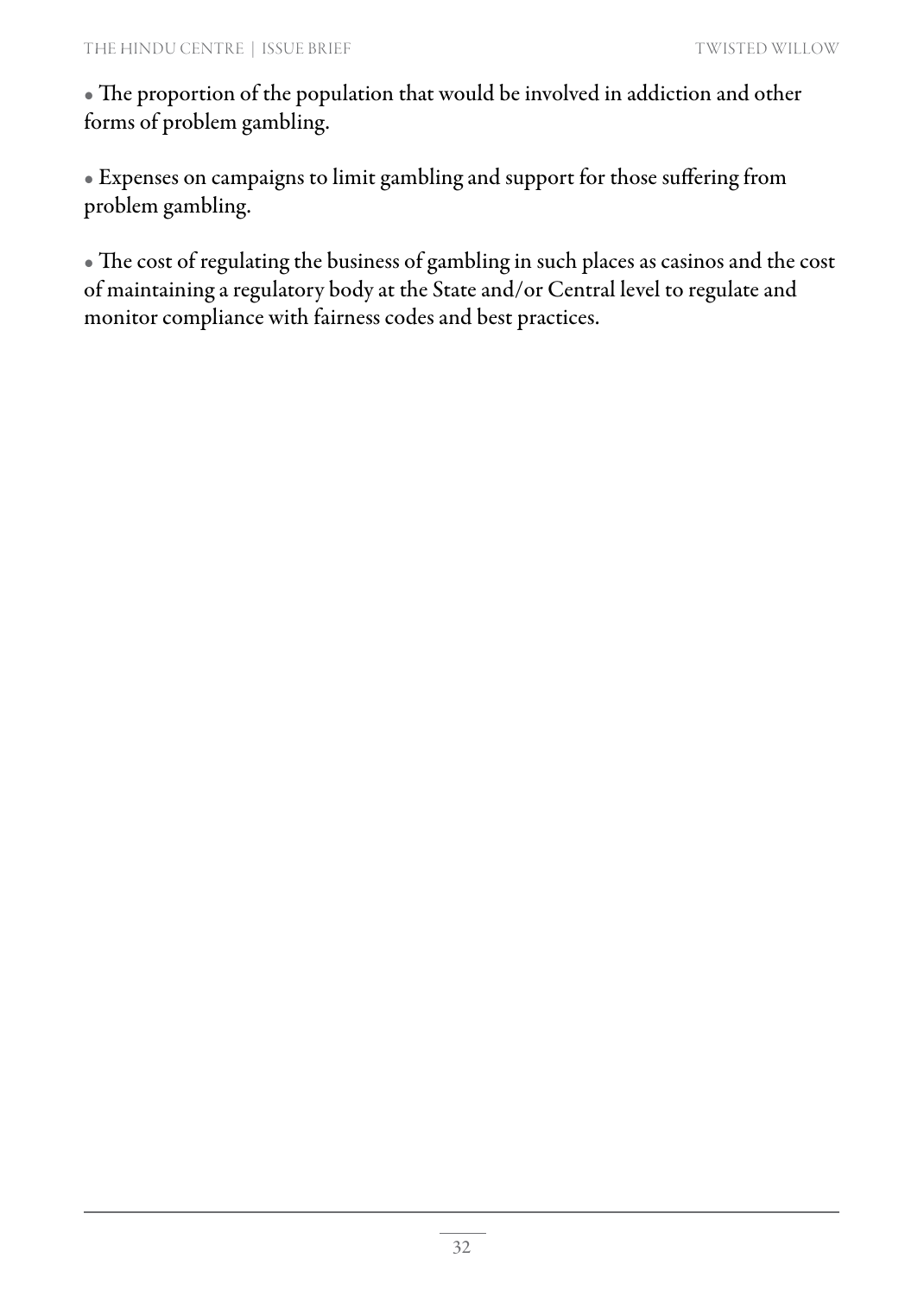- The proportion of the population that would be involved in addiction and other forms of problem gambling.

- Expenses on campaigns to limit gambling and support for those suffering from problem gambling.

- The cost of regulating the business of gambling in such places as casinos and the cost of maintaining a regulatory body at the State and/or Central level to regulate and monitor compliance with fairness codes and best practices.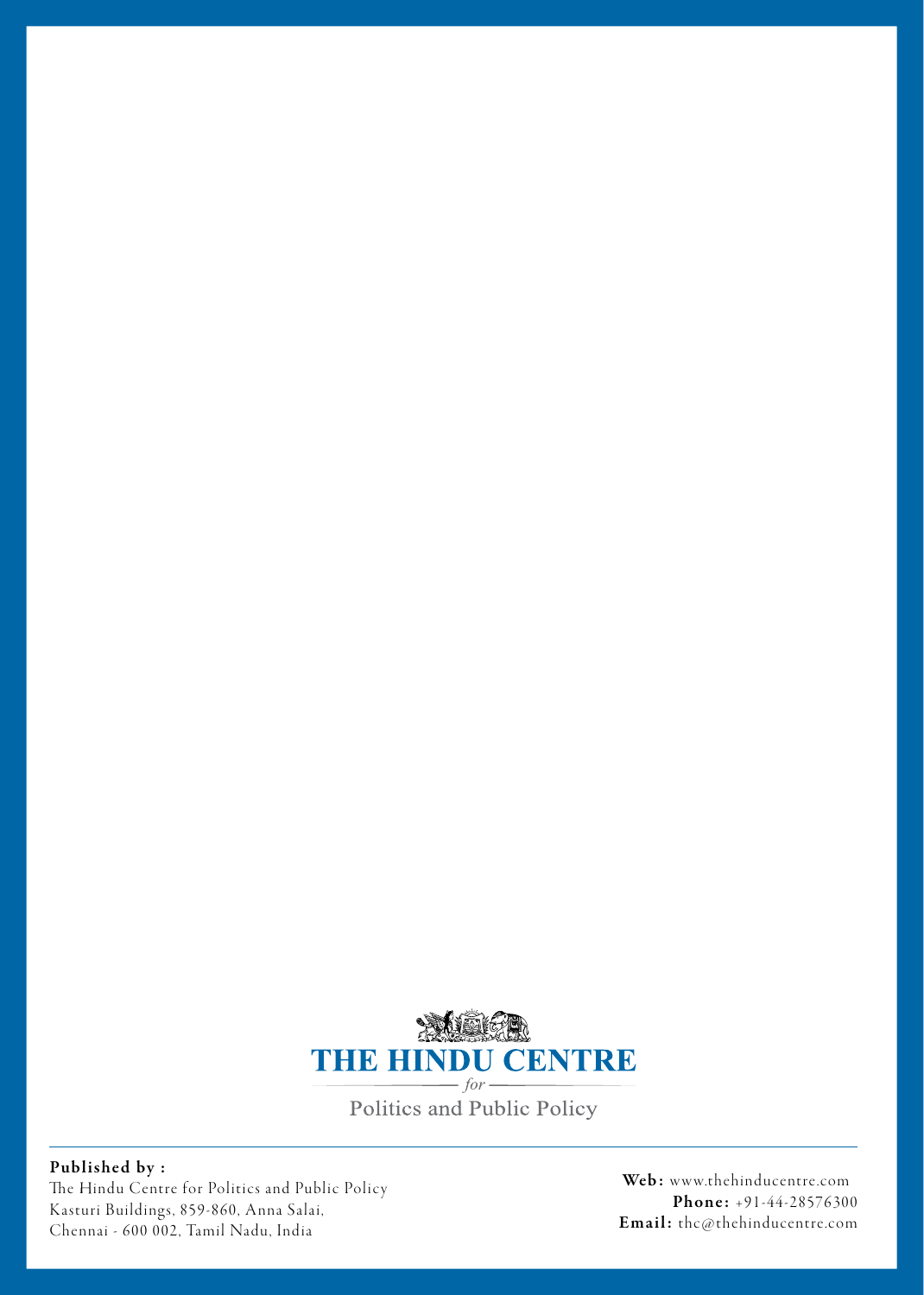THE HINDU CENTRE

*for*

Politics and Public Policy

**Published by :**
The Hindu Centre for Politics and Public Policy
Kasturi Buildings, 859-860, Anna Salai,
Chennai - 600 002, Tamil Nadu, India

**Web:** www.thehinducentre.com
**Phone:** +91-44-28576300
**Email:** thc@thehinducentre.com